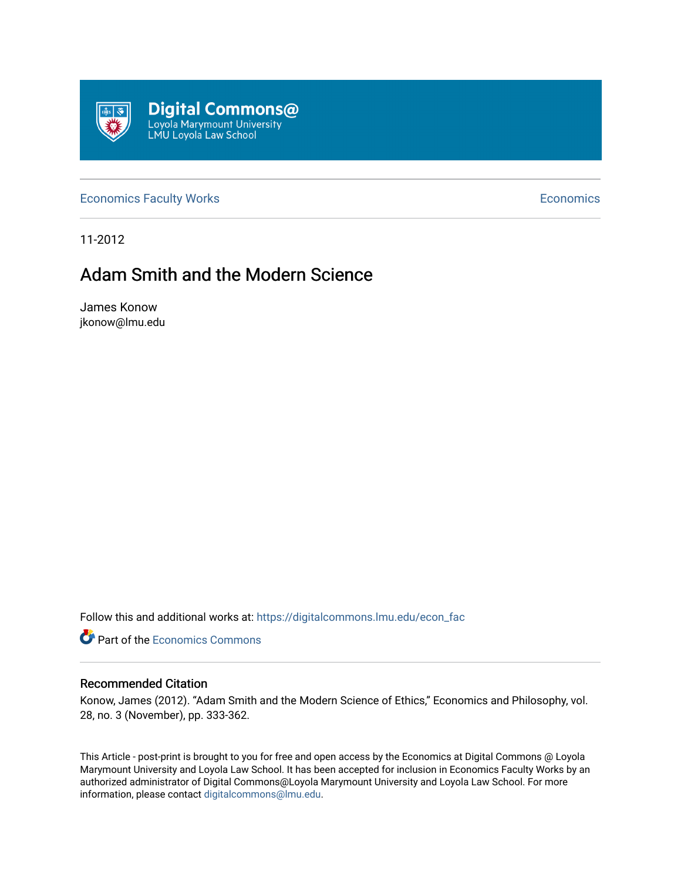Digital Commons@
Loyola Marymount University
LMU Loyola Law School

Economics Faculty Works

Economics

11-2012

# Adam Smith and the Modern Science

James Konow
jkonow@lmu.edu

Follow this and additional works at: https://digitalcommons.lmu.edu/econ_fac

Part of the Economics Commons

## Recommended Citation

Konow, James (2012). "Adam Smith and the Modern Science of Ethics," Economics and Philosophy, vol. 28, no. 3 (November), pp. 333-362.

This Article - post-print is brought to you for free and open access by the Economics at Digital Commons @ Loyola Marymount University and Loyola Law School. It has been accepted for inclusion in Economics Faculty Works by an authorized administrator of Digital Commons@Loyola Marymount University and Loyola Law School. For more information, please contact digitalcommons@lmu.edu.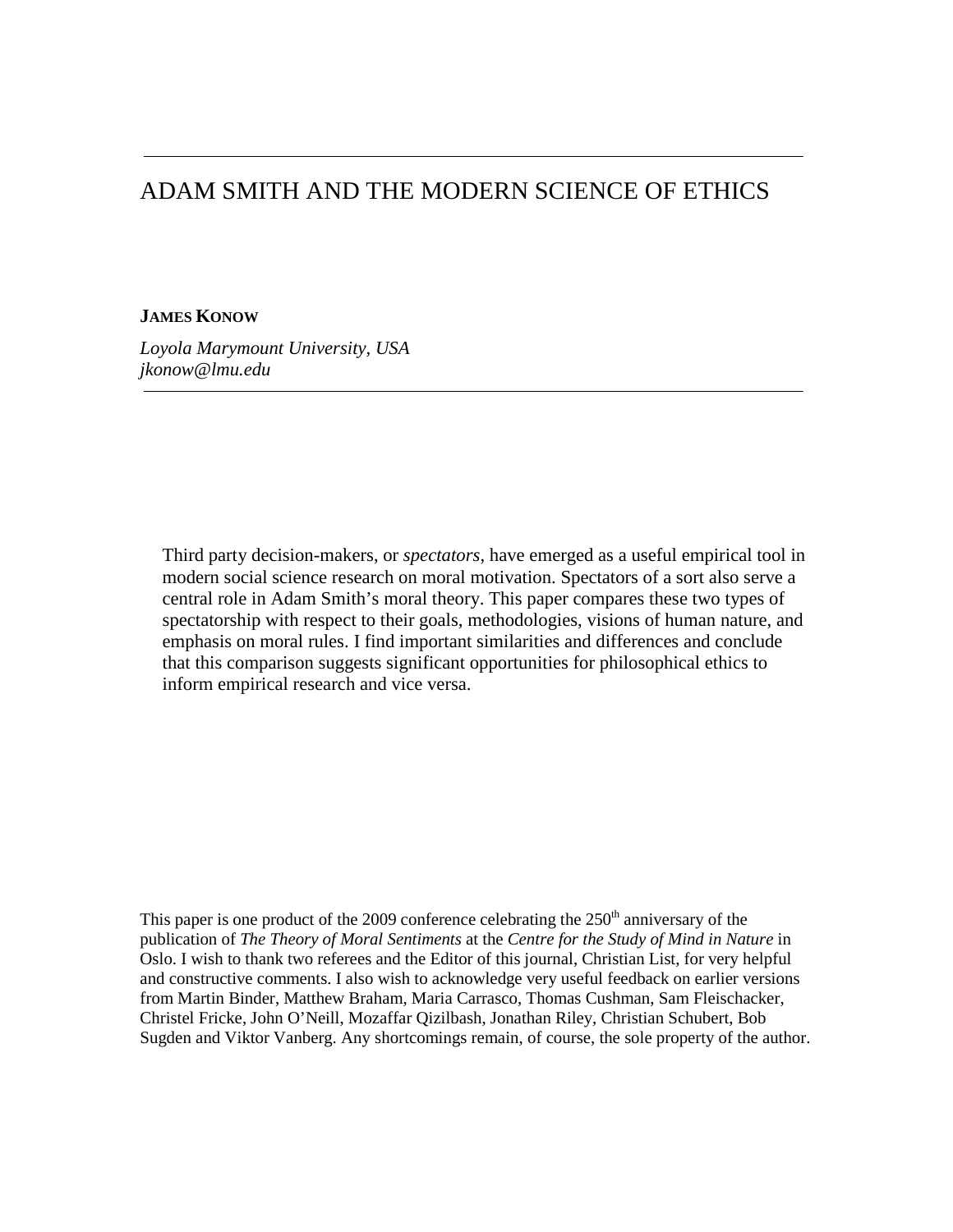# ADAM SMITH AND THE MODERN SCIENCE OF ETHICS

**JAMES KONOW**

*Loyola Marymount University, USA*
*jkonow@lmu.edu*

Third party decision-makers, or *spectators*, have emerged as a useful empirical tool in modern social science research on moral motivation. Spectators of a sort also serve a central role in Adam Smith's moral theory. This paper compares these two types of spectatorship with respect to their goals, methodologies, visions of human nature, and emphasis on moral rules. I find important similarities and differences and conclude that this comparison suggests significant opportunities for philosophical ethics to inform empirical research and vice versa.

This paper is one product of the 2009 conference celebrating the 250th anniversary of the publication of *The Theory of Moral Sentiments* at the *Centre for the Study of Mind in Nature* in Oslo. I wish to thank two referees and the Editor of this journal, Christian List, for very helpful and constructive comments. I also wish to acknowledge very useful feedback on earlier versions from Martin Binder, Matthew Braham, Maria Carrasco, Thomas Cushman, Sam Fleischacker, Christel Fricke, John O'Neill, Mozaffar Qizilbash, Jonathan Riley, Christian Schubert, Bob Sugden and Viktor Vanberg. Any shortcomings remain, of course, the sole property of the author.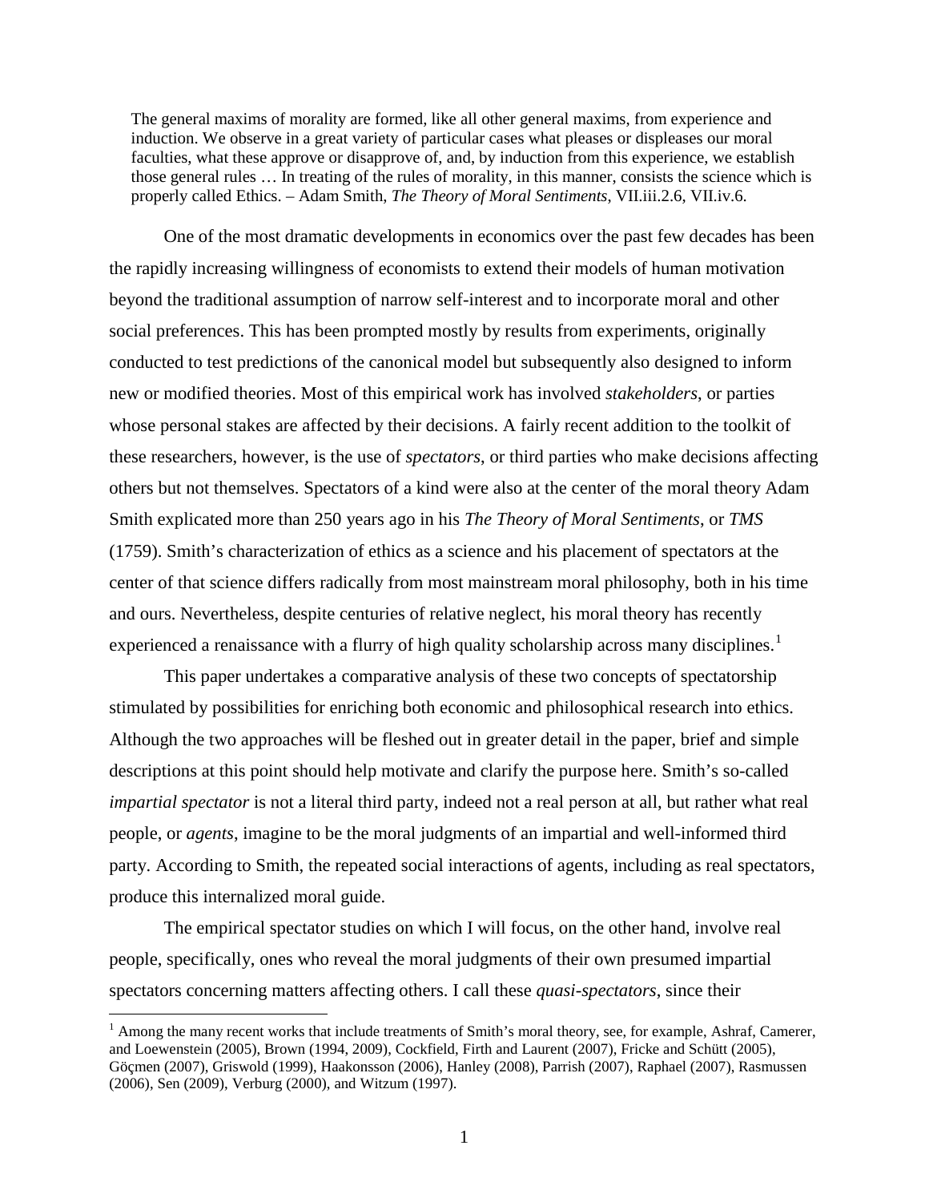> The general maxims of morality are formed, like all other general maxims, from experience and induction. We observe in a great variety of particular cases what pleases or displeases our moral faculties, what these approve or disapprove of, and, by induction from this experience, we establish those general rules … In treating of the rules of morality, in this manner, consists the science which is properly called Ethics. – Adam Smith, *The Theory of Moral Sentiments*, VII.iii.2.6, VII.iv.6.

One of the most dramatic developments in economics over the past few decades has been the rapidly increasing willingness of economists to extend their models of human motivation beyond the traditional assumption of narrow self-interest and to incorporate moral and other social preferences. This has been prompted mostly by results from experiments, originally conducted to test predictions of the canonical model but subsequently also designed to inform new or modified theories. Most of this empirical work has involved *stakeholders*, or parties whose personal stakes are affected by their decisions. A fairly recent addition to the toolkit of these researchers, however, is the use of *spectators*, or third parties who make decisions affecting others but not themselves. Spectators of a kind were also at the center of the moral theory Adam Smith explicated more than 250 years ago in his *The Theory of Moral Sentiments*, or *TMS* (1759). Smith's characterization of ethics as a science and his placement of spectators at the center of that science differs radically from most mainstream moral philosophy, both in his time and ours. Nevertheless, despite centuries of relative neglect, his moral theory has recently experienced a renaissance with a flurry of high quality scholarship across many disciplines.[1]

This paper undertakes a comparative analysis of these two concepts of spectatorship stimulated by possibilities for enriching both economic and philosophical research into ethics. Although the two approaches will be fleshed out in greater detail in the paper, brief and simple descriptions at this point should help motivate and clarify the purpose here. Smith's so-called *impartial spectator* is not a literal third party, indeed not a real person at all, but rather what real people, or *agents*, imagine to be the moral judgments of an impartial and well-informed third party. According to Smith, the repeated social interactions of agents, including as real spectators, produce this internalized moral guide.

The empirical spectator studies on which I will focus, on the other hand, involve real people, specifically, ones who reveal the moral judgments of their own presumed impartial spectators concerning matters affecting others. I call these *quasi-spectators*, since their

[1] Among the many recent works that include treatments of Smith's moral theory, see, for example, Ashraf, Camerer, and Loewenstein (2005), Brown (1994, 2009), Cockfield, Firth and Laurent (2007), Fricke and Schütt (2005), Göçmen (2007), Griswold (1999), Haakonsson (2006), Hanley (2008), Parrish (2007), Raphael (2007), Rasmussen (2006), Sen (2009), Verburg (2000), and Witzum (1997).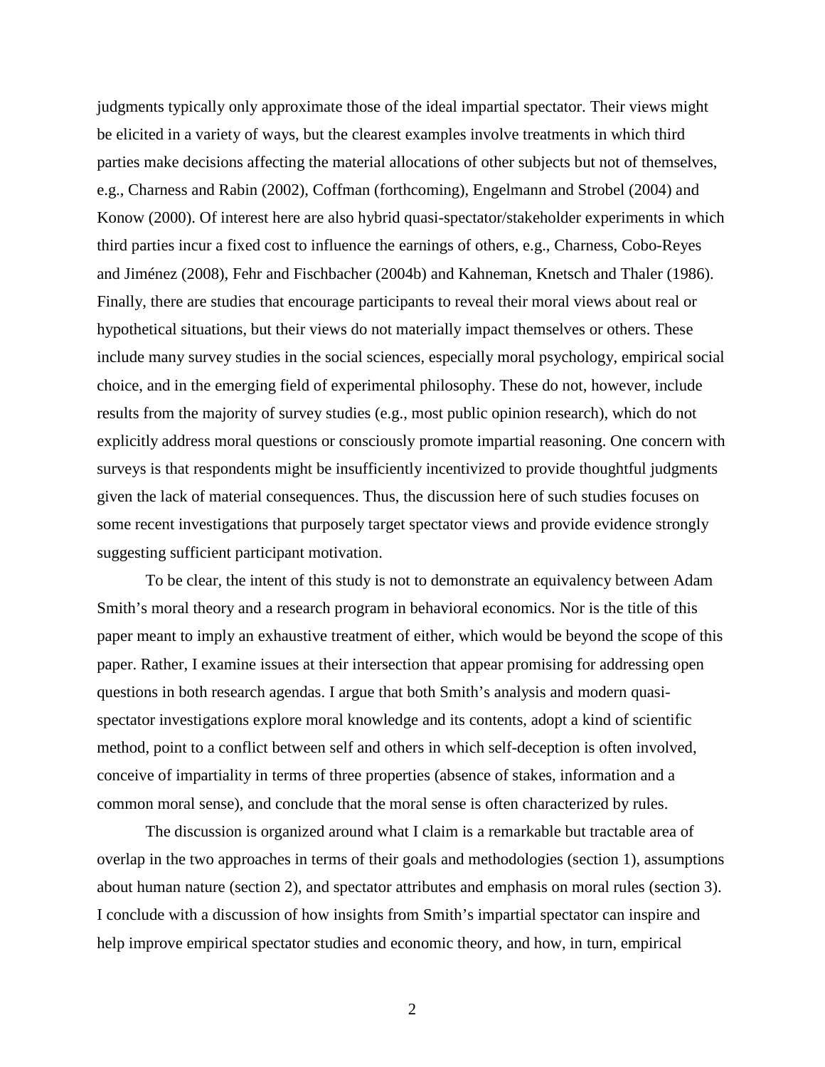judgments typically only approximate those of the ideal impartial spectator. Their views might be elicited in a variety of ways, but the clearest examples involve treatments in which third parties make decisions affecting the material allocations of other subjects but not of themselves, e.g., Charness and Rabin (2002), Coffman (forthcoming), Engelmann and Strobel (2004) and Konow (2000). Of interest here are also hybrid quasi-spectator/stakeholder experiments in which third parties incur a fixed cost to influence the earnings of others, e.g., Charness, Cobo-Reyes and Jiménez (2008), Fehr and Fischbacher (2004b) and Kahneman, Knetsch and Thaler (1986). Finally, there are studies that encourage participants to reveal their moral views about real or hypothetical situations, but their views do not materially impact themselves or others. These include many survey studies in the social sciences, especially moral psychology, empirical social choice, and in the emerging field of experimental philosophy. These do not, however, include results from the majority of survey studies (e.g., most public opinion research), which do not explicitly address moral questions or consciously promote impartial reasoning. One concern with surveys is that respondents might be insufficiently incentivized to provide thoughtful judgments given the lack of material consequences. Thus, the discussion here of such studies focuses on some recent investigations that purposely target spectator views and provide evidence strongly suggesting sufficient participant motivation.

To be clear, the intent of this study is not to demonstrate an equivalency between Adam Smith's moral theory and a research program in behavioral economics. Nor is the title of this paper meant to imply an exhaustive treatment of either, which would be beyond the scope of this paper. Rather, I examine issues at their intersection that appear promising for addressing open questions in both research agendas. I argue that both Smith's analysis and modern quasi-spectator investigations explore moral knowledge and its contents, adopt a kind of scientific method, point to a conflict between self and others in which self-deception is often involved, conceive of impartiality in terms of three properties (absence of stakes, information and a common moral sense), and conclude that the moral sense is often characterized by rules.

The discussion is organized around what I claim is a remarkable but tractable area of overlap in the two approaches in terms of their goals and methodologies (section 1), assumptions about human nature (section 2), and spectator attributes and emphasis on moral rules (section 3). I conclude with a discussion of how insights from Smith's impartial spectator can inspire and help improve empirical spectator studies and economic theory, and how, in turn, empirical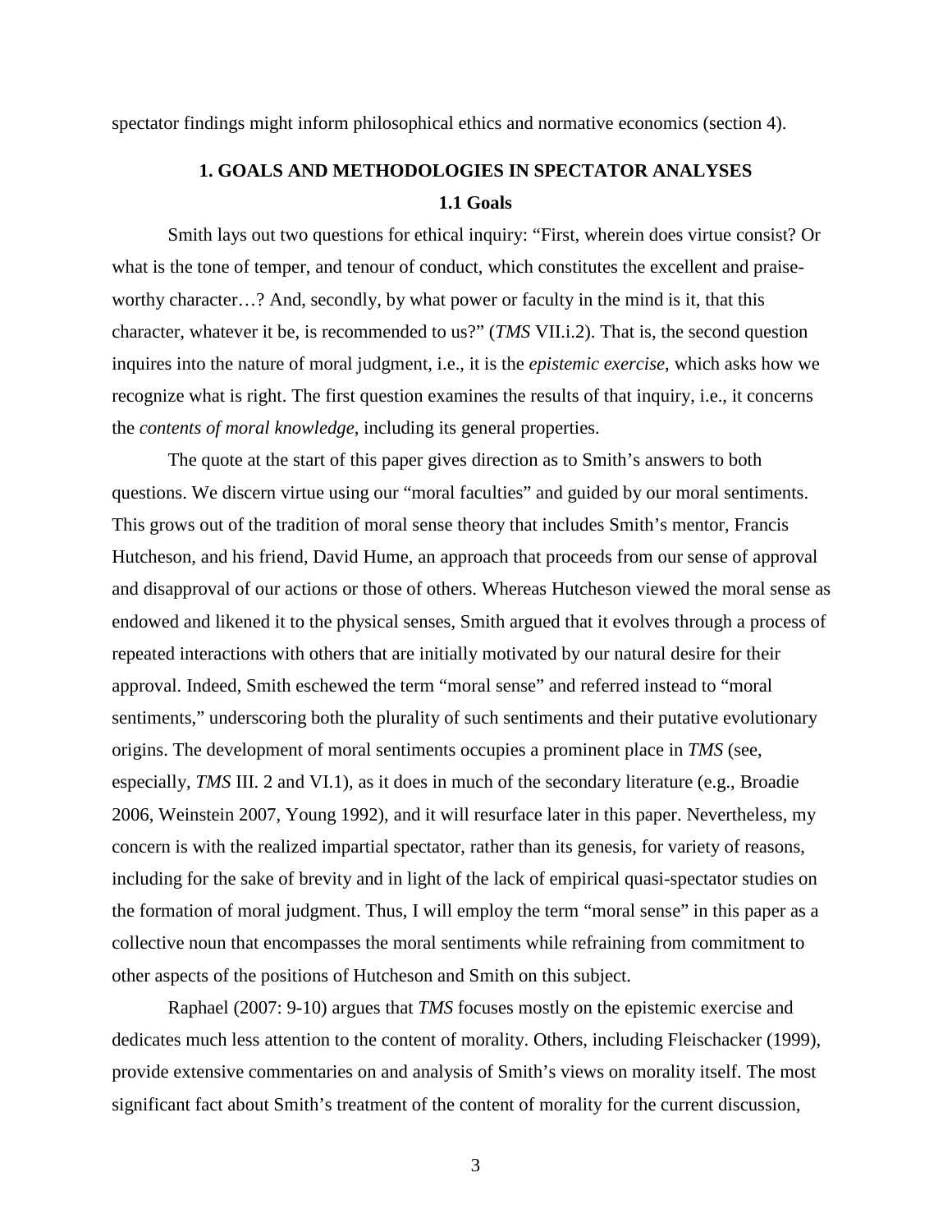spectator findings might inform philosophical ethics and normative economics (section 4).

## 1. GOALS AND METHODOLOGIES IN SPECTATOR ANALYSES

### 1.1 Goals

Smith lays out two questions for ethical inquiry: "First, wherein does virtue consist? Or what is the tone of temper, and tenour of conduct, which constitutes the excellent and praise-worthy character…? And, secondly, by what power or faculty in the mind is it, that this character, whatever it be, is recommended to us?" (*TMS* VII.i.2). That is, the second question inquires into the nature of moral judgment, i.e., it is the *epistemic exercise*, which asks how we recognize what is right. The first question examines the results of that inquiry, i.e., it concerns the *contents of moral knowledge*, including its general properties.

The quote at the start of this paper gives direction as to Smith's answers to both questions. We discern virtue using our "moral faculties" and guided by our moral sentiments. This grows out of the tradition of moral sense theory that includes Smith's mentor, Francis Hutcheson, and his friend, David Hume, an approach that proceeds from our sense of approval and disapproval of our actions or those of others. Whereas Hutcheson viewed the moral sense as endowed and likened it to the physical senses, Smith argued that it evolves through a process of repeated interactions with others that are initially motivated by our natural desire for their approval. Indeed, Smith eschewed the term "moral sense" and referred instead to "moral sentiments," underscoring both the plurality of such sentiments and their putative evolutionary origins. The development of moral sentiments occupies a prominent place in *TMS* (see, especially, *TMS* III. 2 and VI.1), as it does in much of the secondary literature (e.g., Broadie 2006, Weinstein 2007, Young 1992), and it will resurface later in this paper. Nevertheless, my concern is with the realized impartial spectator, rather than its genesis, for variety of reasons, including for the sake of brevity and in light of the lack of empirical quasi-spectator studies on the formation of moral judgment. Thus, I will employ the term "moral sense" in this paper as a collective noun that encompasses the moral sentiments while refraining from commitment to other aspects of the positions of Hutcheson and Smith on this subject.

Raphael (2007: 9-10) argues that *TMS* focuses mostly on the epistemic exercise and dedicates much less attention to the content of morality. Others, including Fleischacker (1999), provide extensive commentaries on and analysis of Smith's views on morality itself. The most significant fact about Smith's treatment of the content of morality for the current discussion,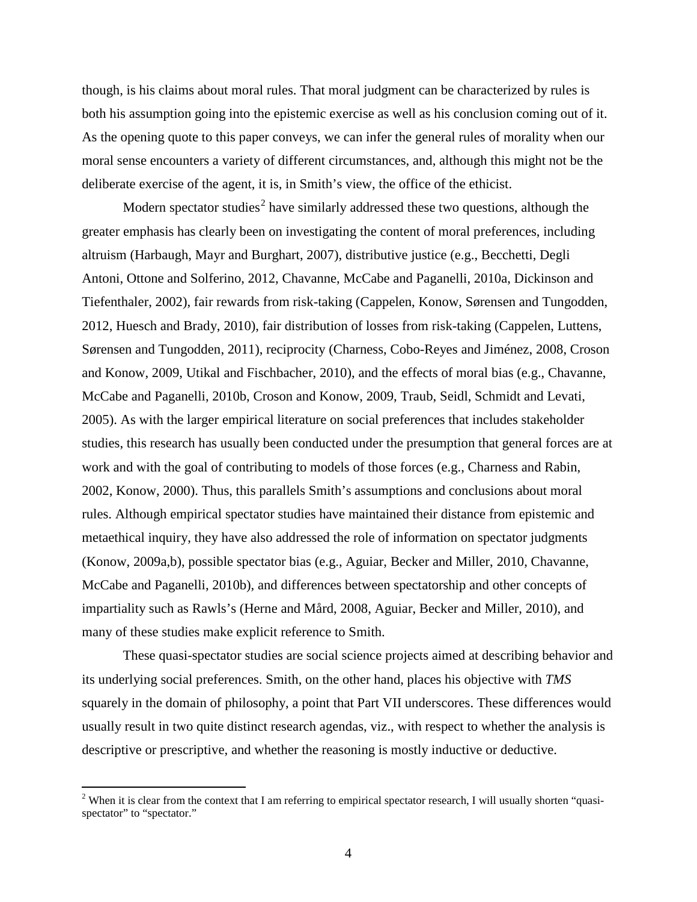though, is his claims about moral rules. That moral judgment can be characterized by rules is both his assumption going into the epistemic exercise as well as his conclusion coming out of it. As the opening quote to this paper conveys, we can infer the general rules of morality when our moral sense encounters a variety of different circumstances, and, although this might not be the deliberate exercise of the agent, it is, in Smith's view, the office of the ethicist.

Modern spectator studies[2] have similarly addressed these two questions, although the greater emphasis has clearly been on investigating the content of moral preferences, including altruism (Harbaugh, Mayr and Burghart, 2007), distributive justice (e.g., Becchetti, Degli Antoni, Ottone and Solferino, 2012, Chavanne, McCabe and Paganelli, 2010a, Dickinson and Tiefenthaler, 2002), fair rewards from risk-taking (Cappelen, Konow, Sørensen and Tungodden, 2012, Huesch and Brady, 2010), fair distribution of losses from risk-taking (Cappelen, Luttens, Sørensen and Tungodden, 2011), reciprocity (Charness, Cobo-Reyes and Jiménez, 2008, Croson and Konow, 2009, Utikal and Fischbacher, 2010), and the effects of moral bias (e.g., Chavanne, McCabe and Paganelli, 2010b, Croson and Konow, 2009, Traub, Seidl, Schmidt and Levati, 2005). As with the larger empirical literature on social preferences that includes stakeholder studies, this research has usually been conducted under the presumption that general forces are at work and with the goal of contributing to models of those forces (e.g., Charness and Rabin, 2002, Konow, 2000). Thus, this parallels Smith's assumptions and conclusions about moral rules. Although empirical spectator studies have maintained their distance from epistemic and metaethical inquiry, they have also addressed the role of information on spectator judgments (Konow, 2009a,b), possible spectator bias (e.g., Aguiar, Becker and Miller, 2010, Chavanne, McCabe and Paganelli, 2010b), and differences between spectatorship and other concepts of impartiality such as Rawls's (Herne and Mård, 2008, Aguiar, Becker and Miller, 2010), and many of these studies make explicit reference to Smith.

These quasi-spectator studies are social science projects aimed at describing behavior and its underlying social preferences. Smith, on the other hand, places his objective with *TMS* squarely in the domain of philosophy, a point that Part VII underscores. These differences would usually result in two quite distinct research agendas, viz., with respect to whether the analysis is descriptive or prescriptive, and whether the reasoning is mostly inductive or deductive.

[2] When it is clear from the context that I am referring to empirical spectator research, I will usually shorten "quasi-spectator" to "spectator."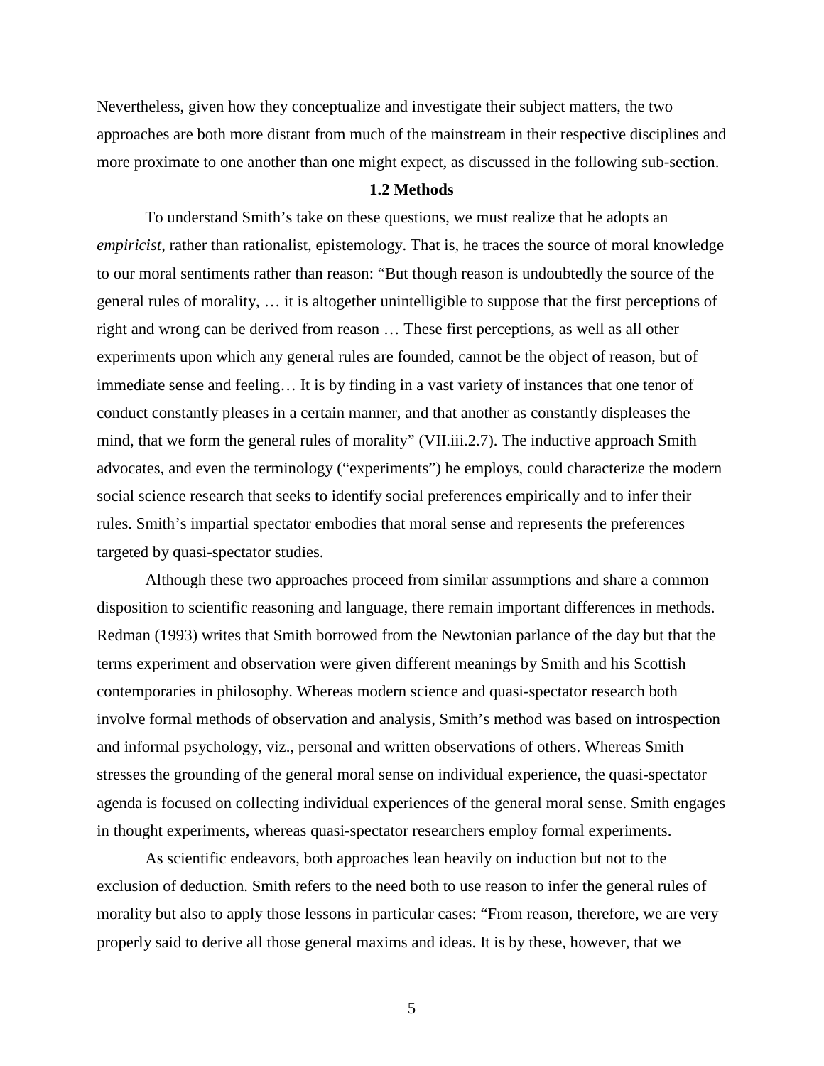Nevertheless, given how they conceptualize and investigate their subject matters, the two approaches are both more distant from much of the mainstream in their respective disciplines and more proximate to one another than one might expect, as discussed in the following sub-section.

### 1.2 Methods

To understand Smith's take on these questions, we must realize that he adopts an *empiricist*, rather than rationalist, epistemology. That is, he traces the source of moral knowledge to our moral sentiments rather than reason: "But though reason is undoubtedly the source of the general rules of morality, … it is altogether unintelligible to suppose that the first perceptions of right and wrong can be derived from reason … These first perceptions, as well as all other experiments upon which any general rules are founded, cannot be the object of reason, but of immediate sense and feeling… It is by finding in a vast variety of instances that one tenor of conduct constantly pleases in a certain manner, and that another as constantly displeases the mind, that we form the general rules of morality" (VII.iii.2.7). The inductive approach Smith advocates, and even the terminology ("experiments") he employs, could characterize the modern social science research that seeks to identify social preferences empirically and to infer their rules. Smith's impartial spectator embodies that moral sense and represents the preferences targeted by quasi-spectator studies.

Although these two approaches proceed from similar assumptions and share a common disposition to scientific reasoning and language, there remain important differences in methods. Redman (1993) writes that Smith borrowed from the Newtonian parlance of the day but that the terms experiment and observation were given different meanings by Smith and his Scottish contemporaries in philosophy. Whereas modern science and quasi-spectator research both involve formal methods of observation and analysis, Smith's method was based on introspection and informal psychology, viz., personal and written observations of others. Whereas Smith stresses the grounding of the general moral sense on individual experience, the quasi-spectator agenda is focused on collecting individual experiences of the general moral sense. Smith engages in thought experiments, whereas quasi-spectator researchers employ formal experiments.

As scientific endeavors, both approaches lean heavily on induction but not to the exclusion of deduction. Smith refers to the need both to use reason to infer the general rules of morality but also to apply those lessons in particular cases: "From reason, therefore, we are very properly said to derive all those general maxims and ideas. It is by these, however, that we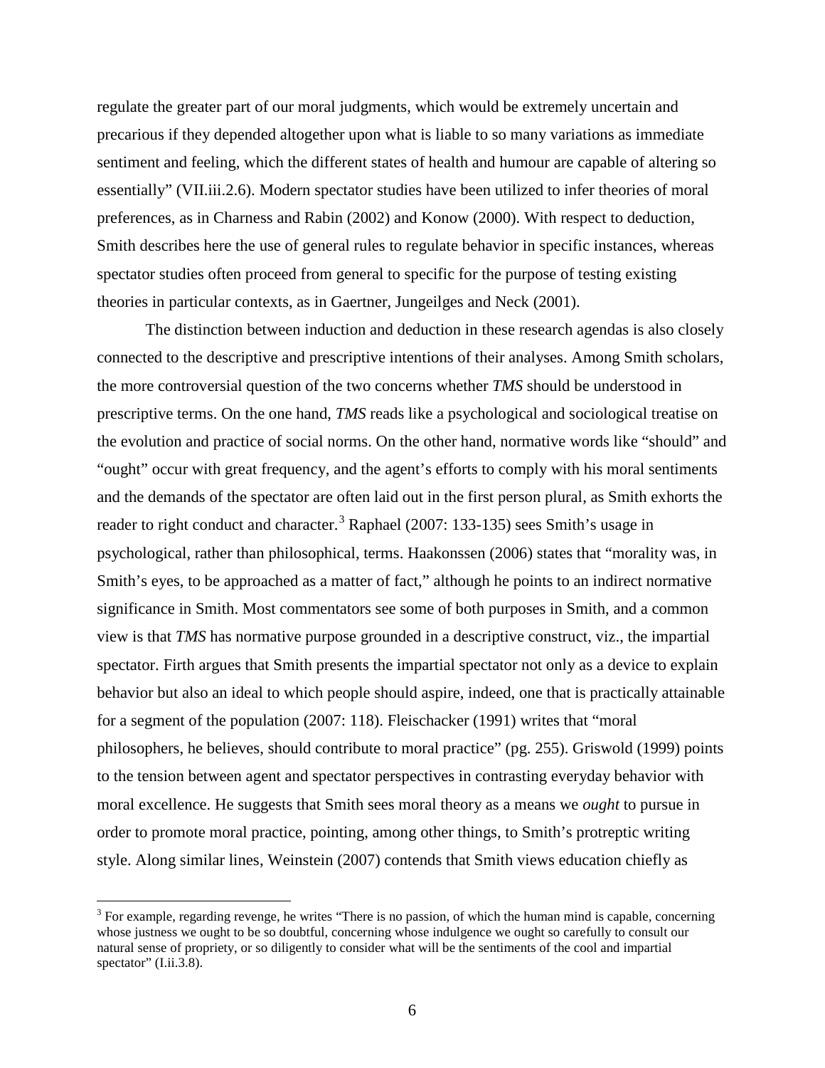regulate the greater part of our moral judgments, which would be extremely uncertain and precarious if they depended altogether upon what is liable to so many variations as immediate sentiment and feeling, which the different states of health and humour are capable of altering so essentially" (VII.iii.2.6). Modern spectator studies have been utilized to infer theories of moral preferences, as in Charness and Rabin (2002) and Konow (2000). With respect to deduction, Smith describes here the use of general rules to regulate behavior in specific instances, whereas spectator studies often proceed from general to specific for the purpose of testing existing theories in particular contexts, as in Gaertner, Jungeilges and Neck (2001).

The distinction between induction and deduction in these research agendas is also closely connected to the descriptive and prescriptive intentions of their analyses. Among Smith scholars, the more controversial question of the two concerns whether *TMS* should be understood in prescriptive terms. On the one hand, *TMS* reads like a psychological and sociological treatise on the evolution and practice of social norms. On the other hand, normative words like "should" and "ought" occur with great frequency, and the agent's efforts to comply with his moral sentiments and the demands of the spectator are often laid out in the first person plural, as Smith exhorts the reader to right conduct and character.[3] Raphael (2007: 133-135) sees Smith's usage in psychological, rather than philosophical, terms. Haakonssen (2006) states that "morality was, in Smith's eyes, to be approached as a matter of fact," although he points to an indirect normative significance in Smith. Most commentators see some of both purposes in Smith, and a common view is that *TMS* has normative purpose grounded in a descriptive construct, viz., the impartial spectator. Firth argues that Smith presents the impartial spectator not only as a device to explain behavior but also an ideal to which people should aspire, indeed, one that is practically attainable for a segment of the population (2007: 118). Fleischacker (1991) writes that "moral philosophers, he believes, should contribute to moral practice" (pg. 255). Griswold (1999) points to the tension between agent and spectator perspectives in contrasting everyday behavior with moral excellence. He suggests that Smith sees moral theory as a means we *ought* to pursue in order to promote moral practice, pointing, among other things, to Smith's protreptic writing style. Along similar lines, Weinstein (2007) contends that Smith views education chiefly as

[3] For example, regarding revenge, he writes "There is no passion, of which the human mind is capable, concerning whose justness we ought to be so doubtful, concerning whose indulgence we ought so carefully to consult our natural sense of propriety, or so diligently to consider what will be the sentiments of the cool and impartial spectator" (I.ii.3.8).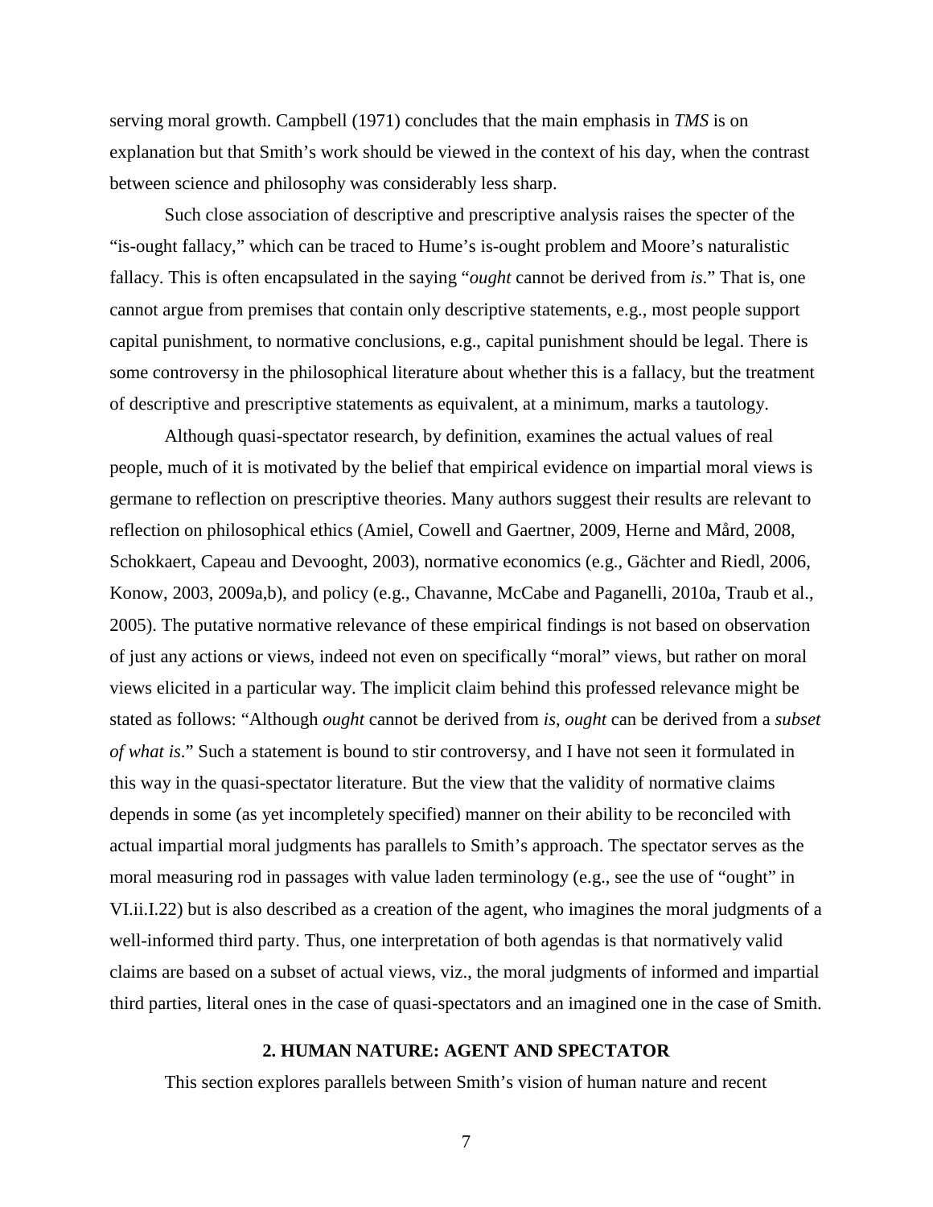serving moral growth. Campbell (1971) concludes that the main emphasis in *TMS* is on explanation but that Smith's work should be viewed in the context of his day, when the contrast between science and philosophy was considerably less sharp.

Such close association of descriptive and prescriptive analysis raises the specter of the "is-ought fallacy," which can be traced to Hume's is-ought problem and Moore's naturalistic fallacy. This is often encapsulated in the saying "*ought* cannot be derived from *is*." That is, one cannot argue from premises that contain only descriptive statements, e.g., most people support capital punishment, to normative conclusions, e.g., capital punishment should be legal. There is some controversy in the philosophical literature about whether this is a fallacy, but the treatment of descriptive and prescriptive statements as equivalent, at a minimum, marks a tautology.

Although quasi-spectator research, by definition, examines the actual values of real people, much of it is motivated by the belief that empirical evidence on impartial moral views is germane to reflection on prescriptive theories. Many authors suggest their results are relevant to reflection on philosophical ethics (Amiel, Cowell and Gaertner, 2009, Herne and Mård, 2008, Schokkaert, Capeau and Devooght, 2003), normative economics (e.g., Gächter and Riedl, 2006, Konow, 2003, 2009a,b), and policy (e.g., Chavanne, McCabe and Paganelli, 2010a, Traub et al., 2005). The putative normative relevance of these empirical findings is not based on observation of just any actions or views, indeed not even on specifically "moral" views, but rather on moral views elicited in a particular way. The implicit claim behind this professed relevance might be stated as follows: "Although *ought* cannot be derived from *is*, *ought* can be derived from a *subset of what is*." Such a statement is bound to stir controversy, and I have not seen it formulated in this way in the quasi-spectator literature. But the view that the validity of normative claims depends in some (as yet incompletely specified) manner on their ability to be reconciled with actual impartial moral judgments has parallels to Smith's approach. The spectator serves as the moral measuring rod in passages with value laden terminology (e.g., see the use of "ought" in VI.ii.I.22) but is also described as a creation of the agent, who imagines the moral judgments of a well-informed third party. Thus, one interpretation of both agendas is that normatively valid claims are based on a subset of actual views, viz., the moral judgments of informed and impartial third parties, literal ones in the case of quasi-spectators and an imagined one in the case of Smith.

## 2. HUMAN NATURE: AGENT AND SPECTATOR

This section explores parallels between Smith's vision of human nature and recent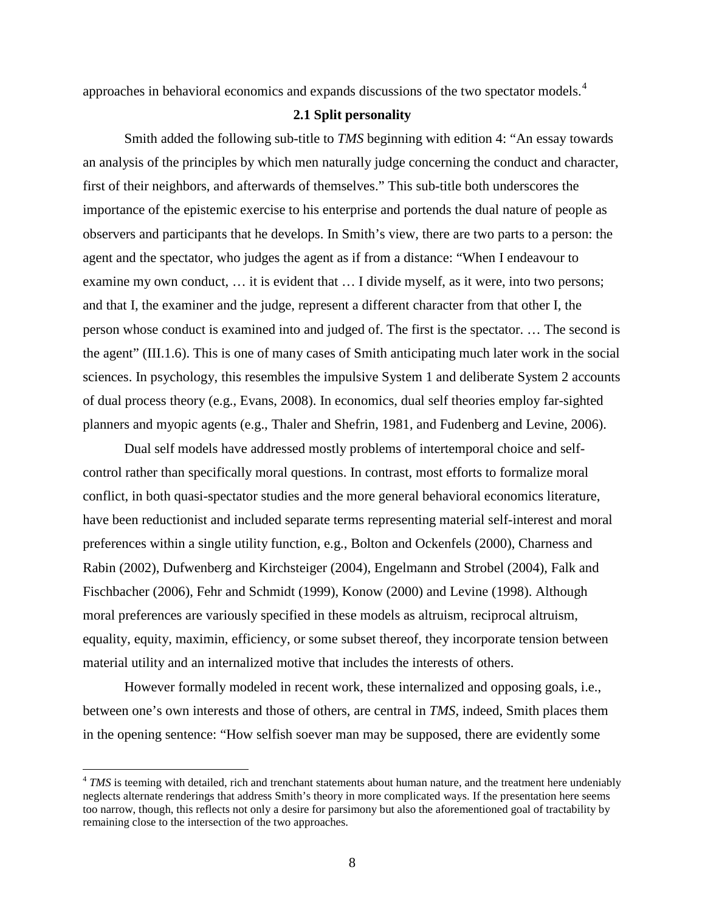approaches in behavioral economics and expands discussions of the two spectator models.[4]

### 2.1 Split personality

Smith added the following sub-title to *TMS* beginning with edition 4: "An essay towards an analysis of the principles by which men naturally judge concerning the conduct and character, first of their neighbors, and afterwards of themselves." This sub-title both underscores the importance of the epistemic exercise to his enterprise and portends the dual nature of people as observers and participants that he develops. In Smith's view, there are two parts to a person: the agent and the spectator, who judges the agent as if from a distance: "When I endeavour to examine my own conduct, … it is evident that … I divide myself, as it were, into two persons; and that I, the examiner and the judge, represent a different character from that other I, the person whose conduct is examined into and judged of. The first is the spectator. … The second is the agent" (III.1.6). This is one of many cases of Smith anticipating much later work in the social sciences. In psychology, this resembles the impulsive System 1 and deliberate System 2 accounts of dual process theory (e.g., Evans, 2008). In economics, dual self theories employ far-sighted planners and myopic agents (e.g., Thaler and Shefrin, 1981, and Fudenberg and Levine, 2006).

Dual self models have addressed mostly problems of intertemporal choice and self-control rather than specifically moral questions. In contrast, most efforts to formalize moral conflict, in both quasi-spectator studies and the more general behavioral economics literature, have been reductionist and included separate terms representing material self-interest and moral preferences within a single utility function, e.g., Bolton and Ockenfels (2000), Charness and Rabin (2002), Dufwenberg and Kirchsteiger (2004), Engelmann and Strobel (2004), Falk and Fischbacher (2006), Fehr and Schmidt (1999), Konow (2000) and Levine (1998). Although moral preferences are variously specified in these models as altruism, reciprocal altruism, equality, equity, maximin, efficiency, or some subset thereof, they incorporate tension between material utility and an internalized motive that includes the interests of others.

However formally modeled in recent work, these internalized and opposing goals, i.e., between one's own interests and those of others, are central in *TMS*, indeed, Smith places them in the opening sentence: "How selfish soever man may be supposed, there are evidently some

---

[4] *TMS* is teeming with detailed, rich and trenchant statements about human nature, and the treatment here undeniably neglects alternate renderings that address Smith's theory in more complicated ways. If the presentation here seems too narrow, though, this reflects not only a desire for parsimony but also the aforementioned goal of tractability by remaining close to the intersection of the two approaches.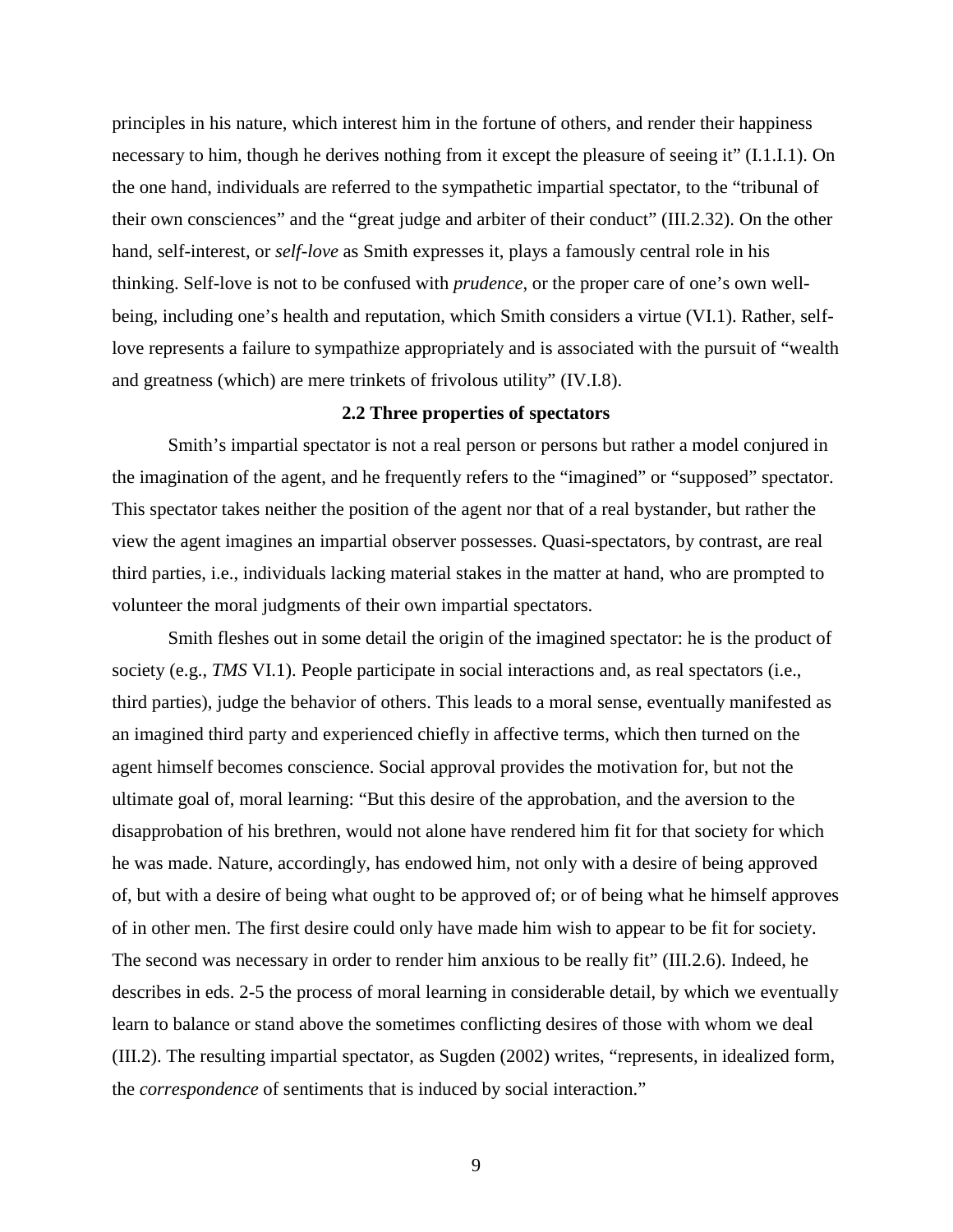principles in his nature, which interest him in the fortune of others, and render their happiness necessary to him, though he derives nothing from it except the pleasure of seeing it" (I.1.I.1). On the one hand, individuals are referred to the sympathetic impartial spectator, to the "tribunal of their own consciences" and the "great judge and arbiter of their conduct" (III.2.32). On the other hand, self-interest, or *self-love* as Smith expresses it, plays a famously central role in his thinking. Self-love is not to be confused with *prudence*, or the proper care of one's own well-being, including one's health and reputation, which Smith considers a virtue (VI.1). Rather, self-love represents a failure to sympathize appropriately and is associated with the pursuit of "wealth and greatness (which) are mere trinkets of frivolous utility" (IV.I.8).

### 2.2 Three properties of spectators

Smith's impartial spectator is not a real person or persons but rather a model conjured in the imagination of the agent, and he frequently refers to the "imagined" or "supposed" spectator. This spectator takes neither the position of the agent nor that of a real bystander, but rather the view the agent imagines an impartial observer possesses. Quasi-spectators, by contrast, are real third parties, i.e., individuals lacking material stakes in the matter at hand, who are prompted to volunteer the moral judgments of their own impartial spectators.

Smith fleshes out in some detail the origin of the imagined spectator: he is the product of society (e.g., *TMS* VI.1). People participate in social interactions and, as real spectators (i.e., third parties), judge the behavior of others. This leads to a moral sense, eventually manifested as an imagined third party and experienced chiefly in affective terms, which then turned on the agent himself becomes conscience. Social approval provides the motivation for, but not the ultimate goal of, moral learning: "But this desire of the approbation, and the aversion to the disapprobation of his brethren, would not alone have rendered him fit for that society for which he was made. Nature, accordingly, has endowed him, not only with a desire of being approved of, but with a desire of being what ought to be approved of; or of being what he himself approves of in other men. The first desire could only have made him wish to appear to be fit for society. The second was necessary in order to render him anxious to be really fit" (III.2.6). Indeed, he describes in eds. 2-5 the process of moral learning in considerable detail, by which we eventually learn to balance or stand above the sometimes conflicting desires of those with whom we deal (III.2). The resulting impartial spectator, as Sugden (2002) writes, "represents, in idealized form, the *correspondence* of sentiments that is induced by social interaction."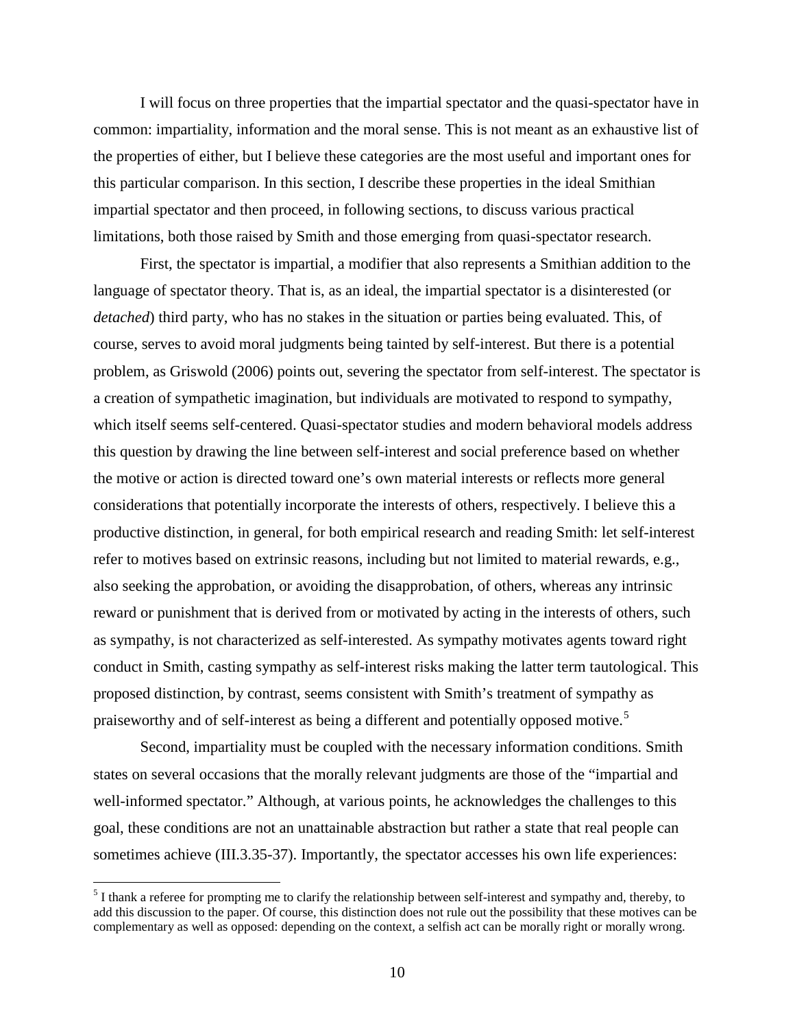I will focus on three properties that the impartial spectator and the quasi-spectator have in common: impartiality, information and the moral sense. This is not meant as an exhaustive list of the properties of either, but I believe these categories are the most useful and important ones for this particular comparison. In this section, I describe these properties in the ideal Smithian impartial spectator and then proceed, in following sections, to discuss various practical limitations, both those raised by Smith and those emerging from quasi-spectator research.

First, the spectator is impartial, a modifier that also represents a Smithian addition to the language of spectator theory. That is, as an ideal, the impartial spectator is a disinterested (or *detached*) third party, who has no stakes in the situation or parties being evaluated. This, of course, serves to avoid moral judgments being tainted by self-interest. But there is a potential problem, as Griswold (2006) points out, severing the spectator from self-interest. The spectator is a creation of sympathetic imagination, but individuals are motivated to respond to sympathy, which itself seems self-centered. Quasi-spectator studies and modern behavioral models address this question by drawing the line between self-interest and social preference based on whether the motive or action is directed toward one's own material interests or reflects more general considerations that potentially incorporate the interests of others, respectively. I believe this a productive distinction, in general, for both empirical research and reading Smith: let self-interest refer to motives based on extrinsic reasons, including but not limited to material rewards, e.g., also seeking the approbation, or avoiding the disapprobation, of others, whereas any intrinsic reward or punishment that is derived from or motivated by acting in the interests of others, such as sympathy, is not characterized as self-interested. As sympathy motivates agents toward right conduct in Smith, casting sympathy as self-interest risks making the latter term tautological. This proposed distinction, by contrast, seems consistent with Smith's treatment of sympathy as praiseworthy and of self-interest as being a different and potentially opposed motive.[5]

Second, impartiality must be coupled with the necessary information conditions. Smith states on several occasions that the morally relevant judgments are those of the "impartial and well-informed spectator." Although, at various points, he acknowledges the challenges to this goal, these conditions are not an unattainable abstraction but rather a state that real people can sometimes achieve (III.3.35-37). Importantly, the spectator accesses his own life experiences:

[5] I thank a referee for prompting me to clarify the relationship between self-interest and sympathy and, thereby, to add this discussion to the paper. Of course, this distinction does not rule out the possibility that these motives can be complementary as well as opposed: depending on the context, a selfish act can be morally right or morally wrong.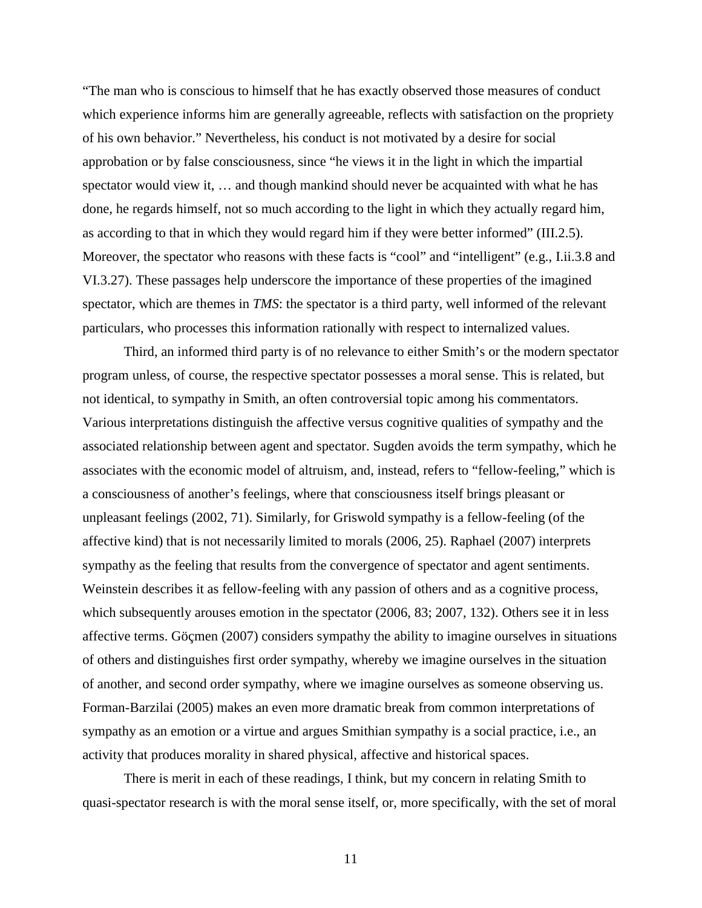"The man who is conscious to himself that he has exactly observed those measures of conduct which experience informs him are generally agreeable, reflects with satisfaction on the propriety of his own behavior." Nevertheless, his conduct is not motivated by a desire for social approbation or by false consciousness, since "he views it in the light in which the impartial spectator would view it, … and though mankind should never be acquainted with what he has done, he regards himself, not so much according to the light in which they actually regard him, as according to that in which they would regard him if they were better informed" (III.2.5). Moreover, the spectator who reasons with these facts is "cool" and "intelligent" (e.g., I.ii.3.8 and VI.3.27). These passages help underscore the importance of these properties of the imagined spectator, which are themes in *TMS*: the spectator is a third party, well informed of the relevant particulars, who processes this information rationally with respect to internalized values.

Third, an informed third party is of no relevance to either Smith's or the modern spectator program unless, of course, the respective spectator possesses a moral sense. This is related, but not identical, to sympathy in Smith, an often controversial topic among his commentators. Various interpretations distinguish the affective versus cognitive qualities of sympathy and the associated relationship between agent and spectator. Sugden avoids the term sympathy, which he associates with the economic model of altruism, and, instead, refers to "fellow-feeling," which is a consciousness of another's feelings, where that consciousness itself brings pleasant or unpleasant feelings (2002, 71). Similarly, for Griswold sympathy is a fellow-feeling (of the affective kind) that is not necessarily limited to morals (2006, 25). Raphael (2007) interprets sympathy as the feeling that results from the convergence of spectator and agent sentiments. Weinstein describes it as fellow-feeling with any passion of others and as a cognitive process, which subsequently arouses emotion in the spectator (2006, 83; 2007, 132). Others see it in less affective terms. Göçmen (2007) considers sympathy the ability to imagine ourselves in situations of others and distinguishes first order sympathy, whereby we imagine ourselves in the situation of another, and second order sympathy, where we imagine ourselves as someone observing us. Forman-Barzilai (2005) makes an even more dramatic break from common interpretations of sympathy as an emotion or a virtue and argues Smithian sympathy is a social practice, i.e., an activity that produces morality in shared physical, affective and historical spaces.

There is merit in each of these readings, I think, but my concern in relating Smith to quasi-spectator research is with the moral sense itself, or, more specifically, with the set of moral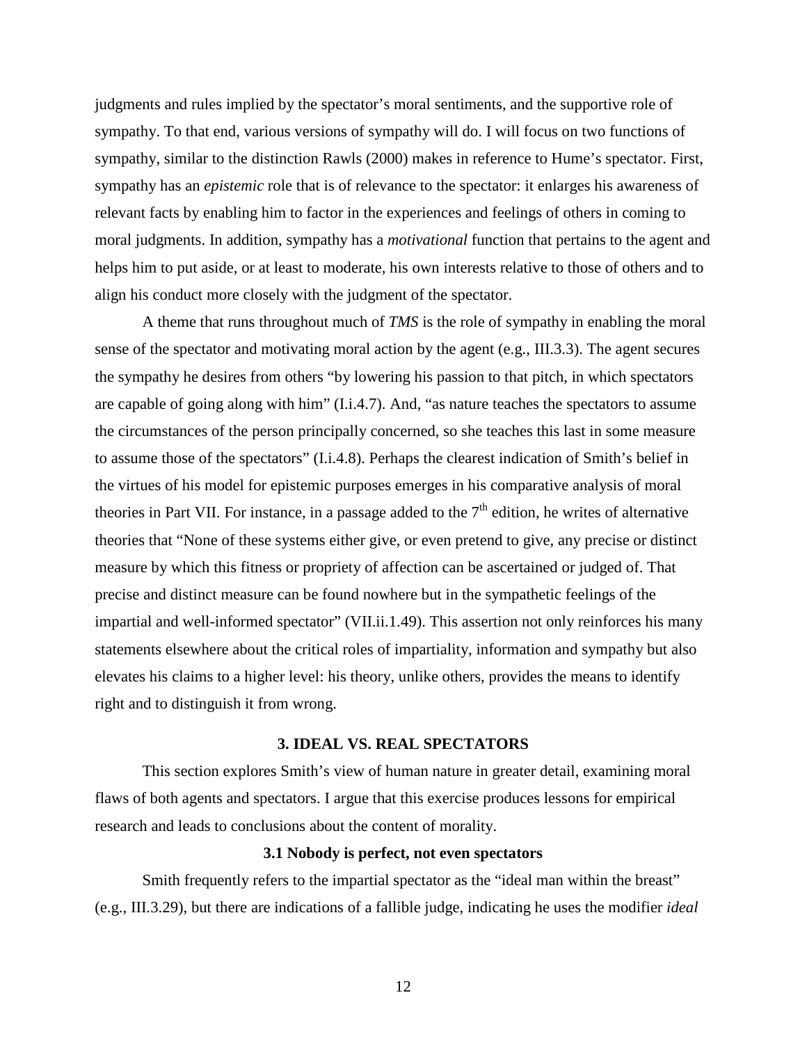judgments and rules implied by the spectator's moral sentiments, and the supportive role of sympathy. To that end, various versions of sympathy will do. I will focus on two functions of sympathy, similar to the distinction Rawls (2000) makes in reference to Hume's spectator. First, sympathy has an *epistemic* role that is of relevance to the spectator: it enlarges his awareness of relevant facts by enabling him to factor in the experiences and feelings of others in coming to moral judgments. In addition, sympathy has a *motivational* function that pertains to the agent and helps him to put aside, or at least to moderate, his own interests relative to those of others and to align his conduct more closely with the judgment of the spectator.

A theme that runs throughout much of *TMS* is the role of sympathy in enabling the moral sense of the spectator and motivating moral action by the agent (e.g., III.3.3). The agent secures the sympathy he desires from others "by lowering his passion to that pitch, in which spectators are capable of going along with him" (I.i.4.7). And, "as nature teaches the spectators to assume the circumstances of the person principally concerned, so she teaches this last in some measure to assume those of the spectators" (I.i.4.8). Perhaps the clearest indication of Smith's belief in the virtues of his model for epistemic purposes emerges in his comparative analysis of moral theories in Part VII. For instance, in a passage added to the 7th edition, he writes of alternative theories that "None of these systems either give, or even pretend to give, any precise or distinct measure by which this fitness or propriety of affection can be ascertained or judged of. That precise and distinct measure can be found nowhere but in the sympathetic feelings of the impartial and well-informed spectator" (VII.ii.1.49). This assertion not only reinforces his many statements elsewhere about the critical roles of impartiality, information and sympathy but also elevates his claims to a higher level: his theory, unlike others, provides the means to identify right and to distinguish it from wrong.

## 3. IDEAL VS. REAL SPECTATORS

This section explores Smith's view of human nature in greater detail, examining moral flaws of both agents and spectators. I argue that this exercise produces lessons for empirical research and leads to conclusions about the content of morality.

### 3.1 Nobody is perfect, not even spectators

Smith frequently refers to the impartial spectator as the "ideal man within the breast" (e.g., III.3.29), but there are indications of a fallible judge, indicating he uses the modifier *ideal*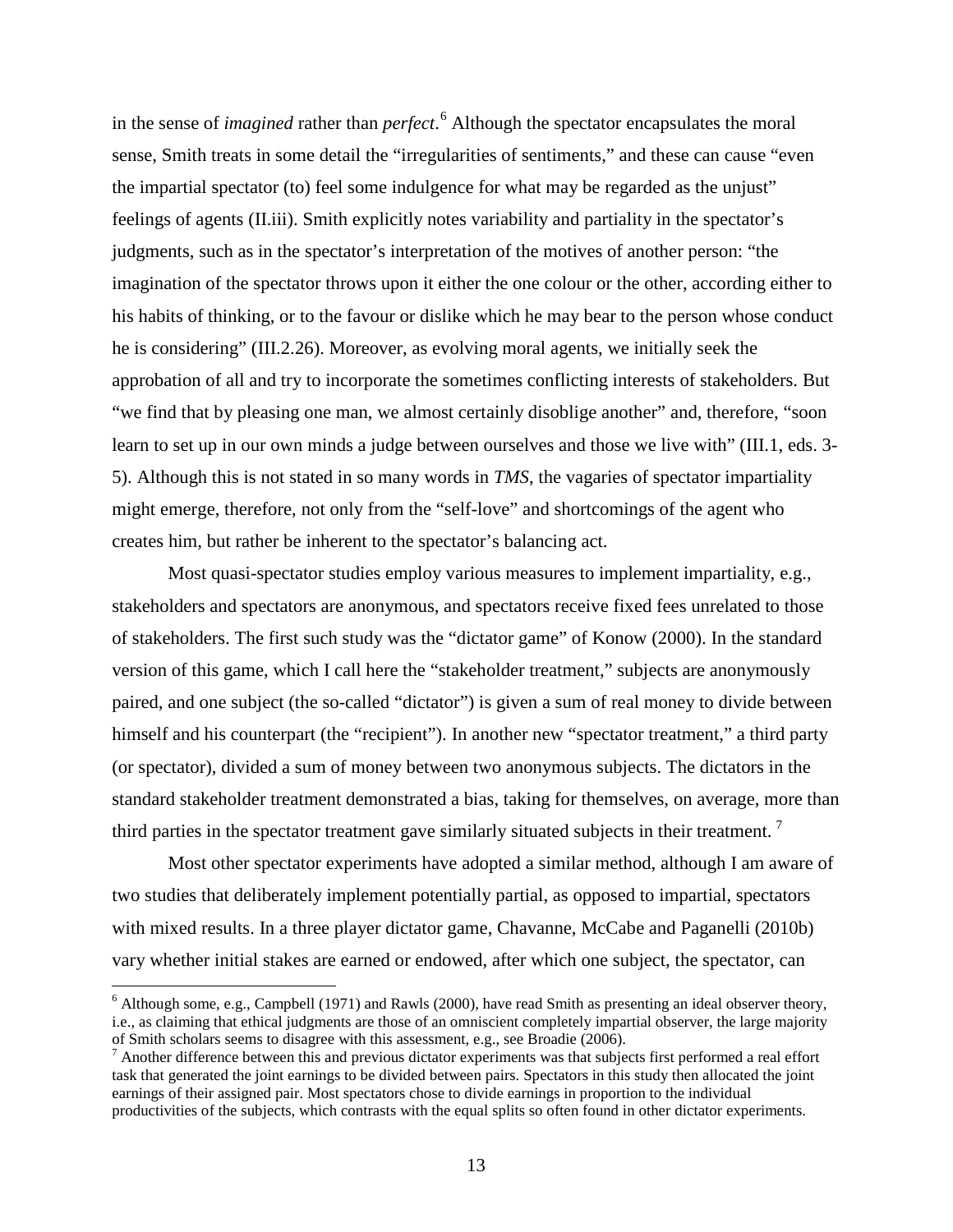in the sense of *imagined* rather than *perfect*.[6] Although the spectator encapsulates the moral sense, Smith treats in some detail the "irregularities of sentiments," and these can cause "even the impartial spectator (to) feel some indulgence for what may be regarded as the unjust" feelings of agents (II.iii). Smith explicitly notes variability and partiality in the spectator's judgments, such as in the spectator's interpretation of the motives of another person: "the imagination of the spectator throws upon it either the one colour or the other, according either to his habits of thinking, or to the favour or dislike which he may bear to the person whose conduct he is considering" (III.2.26). Moreover, as evolving moral agents, we initially seek the approbation of all and try to incorporate the sometimes conflicting interests of stakeholders. But "we find that by pleasing one man, we almost certainly disoblige another" and, therefore, "soon learn to set up in our own minds a judge between ourselves and those we live with" (III.1, eds. 3-5). Although this is not stated in so many words in *TMS*, the vagaries of spectator impartiality might emerge, therefore, not only from the "self-love" and shortcomings of the agent who creates him, but rather be inherent to the spectator's balancing act.

Most quasi-spectator studies employ various measures to implement impartiality, e.g., stakeholders and spectators are anonymous, and spectators receive fixed fees unrelated to those of stakeholders. The first such study was the "dictator game" of Konow (2000). In the standard version of this game, which I call here the "stakeholder treatment," subjects are anonymously paired, and one subject (the so-called "dictator") is given a sum of real money to divide between himself and his counterpart (the "recipient"). In another new "spectator treatment," a third party (or spectator), divided a sum of money between two anonymous subjects. The dictators in the standard stakeholder treatment demonstrated a bias, taking for themselves, on average, more than third parties in the spectator treatment gave similarly situated subjects in their treatment.[7]

Most other spectator experiments have adopted a similar method, although I am aware of two studies that deliberately implement potentially partial, as opposed to impartial, spectators with mixed results. In a three player dictator game, Chavanne, McCabe and Paganelli (2010b) vary whether initial stakes are earned or endowed, after which one subject, the spectator, can

[6] Although some, e.g., Campbell (1971) and Rawls (2000), have read Smith as presenting an ideal observer theory, i.e., as claiming that ethical judgments are those of an omniscient completely impartial observer, the large majority of Smith scholars seems to disagree with this assessment, e.g., see Broadie (2006).

[7] Another difference between this and previous dictator experiments was that subjects first performed a real effort task that generated the joint earnings to be divided between pairs. Spectators in this study then allocated the joint earnings of their assigned pair. Most spectators chose to divide earnings in proportion to the individual productivities of the subjects, which contrasts with the equal splits so often found in other dictator experiments.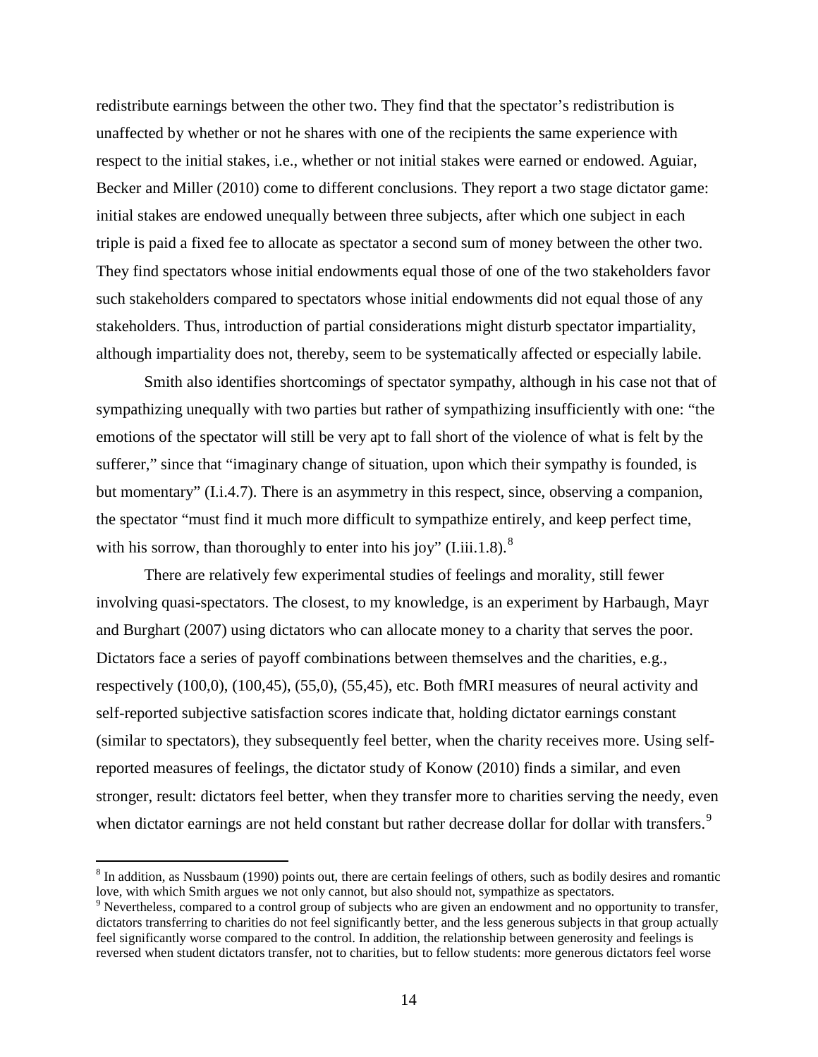redistribute earnings between the other two. They find that the spectator's redistribution is unaffected by whether or not he shares with one of the recipients the same experience with respect to the initial stakes, i.e., whether or not initial stakes were earned or endowed. Aguiar, Becker and Miller (2010) come to different conclusions. They report a two stage dictator game: initial stakes are endowed unequally between three subjects, after which one subject in each triple is paid a fixed fee to allocate as spectator a second sum of money between the other two. They find spectators whose initial endowments equal those of one of the two stakeholders favor such stakeholders compared to spectators whose initial endowments did not equal those of any stakeholders. Thus, introduction of partial considerations might disturb spectator impartiality, although impartiality does not, thereby, seem to be systematically affected or especially labile.

Smith also identifies shortcomings of spectator sympathy, although in his case not that of sympathizing unequally with two parties but rather of sympathizing insufficiently with one: "the emotions of the spectator will still be very apt to fall short of the violence of what is felt by the sufferer," since that "imaginary change of situation, upon which their sympathy is founded, is but momentary" (I.i.4.7). There is an asymmetry in this respect, since, observing a companion, the spectator "must find it much more difficult to sympathize entirely, and keep perfect time, with his sorrow, than thoroughly to enter into his joy" (I.iii.1.8).[8]

There are relatively few experimental studies of feelings and morality, still fewer involving quasi-spectators. The closest, to my knowledge, is an experiment by Harbaugh, Mayr and Burghart (2007) using dictators who can allocate money to a charity that serves the poor. Dictators face a series of payoff combinations between themselves and the charities, e.g., respectively (100,0), (100,45), (55,0), (55,45), etc. Both fMRI measures of neural activity and self-reported subjective satisfaction scores indicate that, holding dictator earnings constant (similar to spectators), they subsequently feel better, when the charity receives more. Using self-reported measures of feelings, the dictator study of Konow (2010) finds a similar, and even stronger, result: dictators feel better, when they transfer more to charities serving the needy, even when dictator earnings are not held constant but rather decrease dollar for dollar with transfers.[9]

[8] In addition, as Nussbaum (1990) points out, there are certain feelings of others, such as bodily desires and romantic love, with which Smith argues we not only cannot, but also should not, sympathize as spectators.

[9] Nevertheless, compared to a control group of subjects who are given an endowment and no opportunity to transfer, dictators transferring to charities do not feel significantly better, and the less generous subjects in that group actually feel significantly worse compared to the control. In addition, the relationship between generosity and feelings is reversed when student dictators transfer, not to charities, but to fellow students: more generous dictators feel worse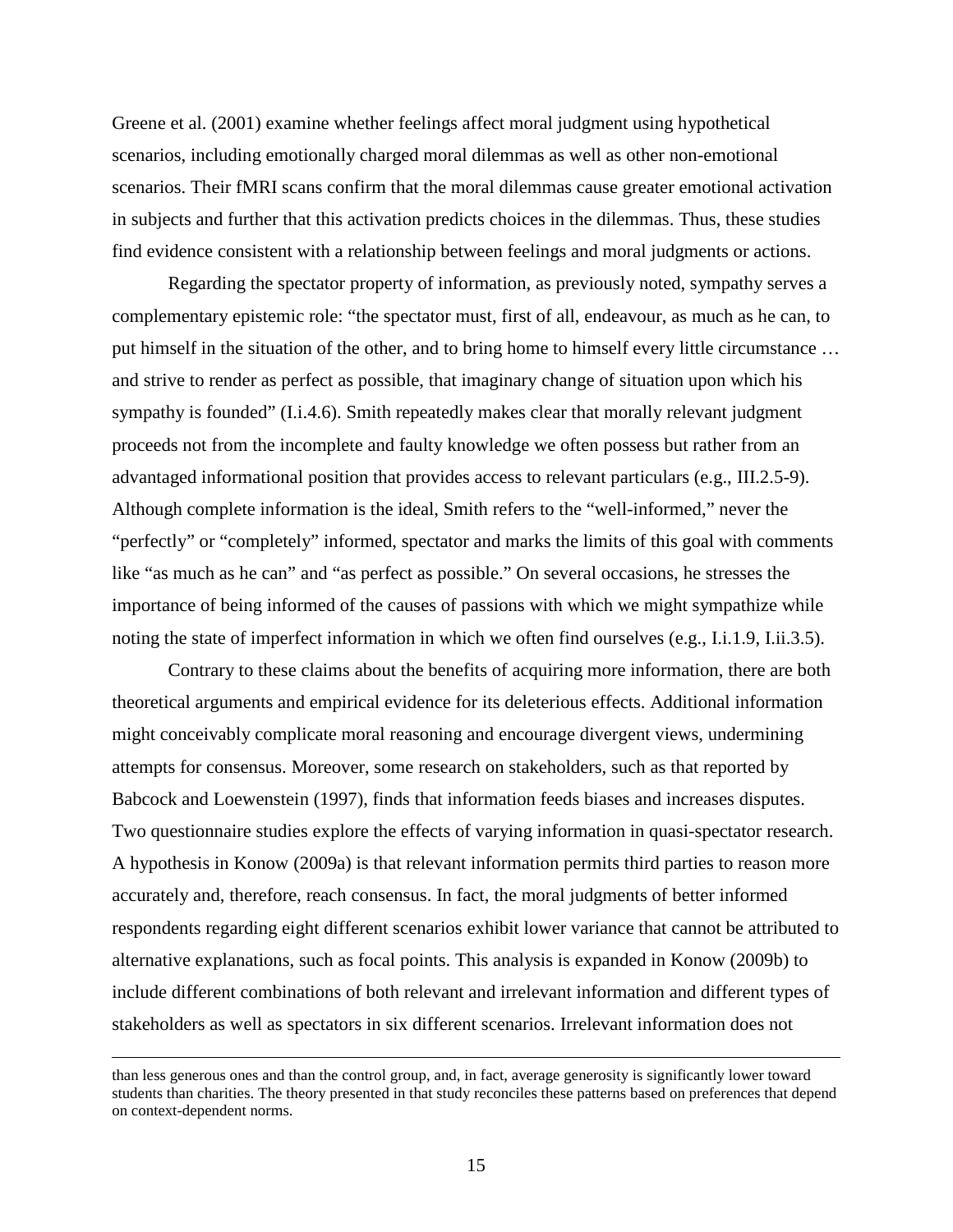Greene et al. (2001) examine whether feelings affect moral judgment using hypothetical scenarios, including emotionally charged moral dilemmas as well as other non-emotional scenarios. Their fMRI scans confirm that the moral dilemmas cause greater emotional activation in subjects and further that this activation predicts choices in the dilemmas. Thus, these studies find evidence consistent with a relationship between feelings and moral judgments or actions.

Regarding the spectator property of information, as previously noted, sympathy serves a complementary epistemic role: "the spectator must, first of all, endeavour, as much as he can, to put himself in the situation of the other, and to bring home to himself every little circumstance … and strive to render as perfect as possible, that imaginary change of situation upon which his sympathy is founded" (I.i.4.6). Smith repeatedly makes clear that morally relevant judgment proceeds not from the incomplete and faulty knowledge we often possess but rather from an advantaged informational position that provides access to relevant particulars (e.g., III.2.5-9). Although complete information is the ideal, Smith refers to the "well-informed," never the "perfectly" or "completely" informed, spectator and marks the limits of this goal with comments like "as much as he can" and "as perfect as possible." On several occasions, he stresses the importance of being informed of the causes of passions with which we might sympathize while noting the state of imperfect information in which we often find ourselves (e.g., I.i.1.9, I.ii.3.5).

Contrary to these claims about the benefits of acquiring more information, there are both theoretical arguments and empirical evidence for its deleterious effects. Additional information might conceivably complicate moral reasoning and encourage divergent views, undermining attempts for consensus. Moreover, some research on stakeholders, such as that reported by Babcock and Loewenstein (1997), finds that information feeds biases and increases disputes. Two questionnaire studies explore the effects of varying information in quasi-spectator research. A hypothesis in Konow (2009a) is that relevant information permits third parties to reason more accurately and, therefore, reach consensus. In fact, the moral judgments of better informed respondents regarding eight different scenarios exhibit lower variance that cannot be attributed to alternative explanations, such as focal points. This analysis is expanded in Konow (2009b) to include different combinations of both relevant and irrelevant information and different types of stakeholders as well as spectators in six different scenarios. Irrelevant information does not

---

than less generous ones and than the control group, and, in fact, average generosity is significantly lower toward students than charities. The theory presented in that study reconciles these patterns based on preferences that depend on context-dependent norms.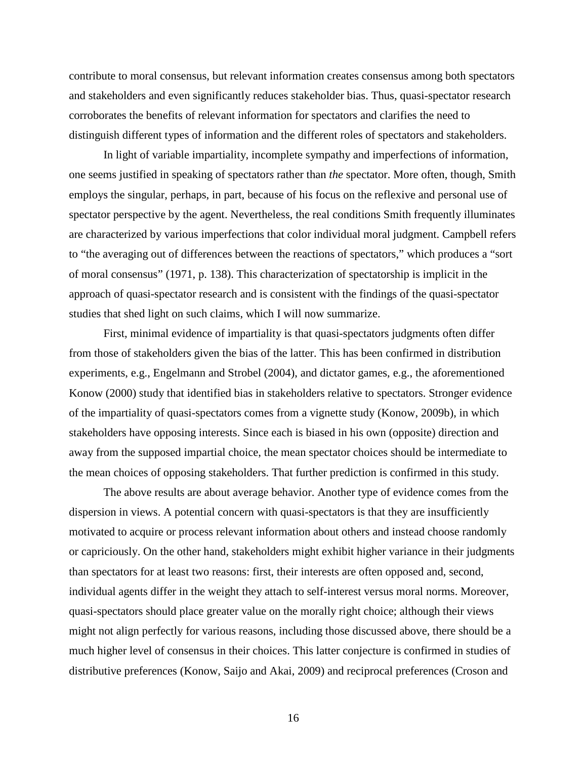contribute to moral consensus, but relevant information creates consensus among both spectators and stakeholders and even significantly reduces stakeholder bias. Thus, quasi-spectator research corroborates the benefits of relevant information for spectators and clarifies the need to distinguish different types of information and the different roles of spectators and stakeholders.

In light of variable impartiality, incomplete sympathy and imperfections of information, one seems justified in speaking of spectators rather than *the* spectator. More often, though, Smith employs the singular, perhaps, in part, because of his focus on the reflexive and personal use of spectator perspective by the agent. Nevertheless, the real conditions Smith frequently illuminates are characterized by various imperfections that color individual moral judgment. Campbell refers to "the averaging out of differences between the reactions of spectators," which produces a "sort of moral consensus" (1971, p. 138). This characterization of spectatorship is implicit in the approach of quasi-spectator research and is consistent with the findings of the quasi-spectator studies that shed light on such claims, which I will now summarize.

First, minimal evidence of impartiality is that quasi-spectators judgments often differ from those of stakeholders given the bias of the latter. This has been confirmed in distribution experiments, e.g., Engelmann and Strobel (2004), and dictator games, e.g., the aforementioned Konow (2000) study that identified bias in stakeholders relative to spectators. Stronger evidence of the impartiality of quasi-spectators comes from a vignette study (Konow, 2009b), in which stakeholders have opposing interests. Since each is biased in his own (opposite) direction and away from the supposed impartial choice, the mean spectator choices should be intermediate to the mean choices of opposing stakeholders. That further prediction is confirmed in this study.

The above results are about average behavior. Another type of evidence comes from the dispersion in views. A potential concern with quasi-spectators is that they are insufficiently motivated to acquire or process relevant information about others and instead choose randomly or capriciously. On the other hand, stakeholders might exhibit higher variance in their judgments than spectators for at least two reasons: first, their interests are often opposed and, second, individual agents differ in the weight they attach to self-interest versus moral norms. Moreover, quasi-spectators should place greater value on the morally right choice; although their views might not align perfectly for various reasons, including those discussed above, there should be a much higher level of consensus in their choices. This latter conjecture is confirmed in studies of distributive preferences (Konow, Saijo and Akai, 2009) and reciprocal preferences (Croson and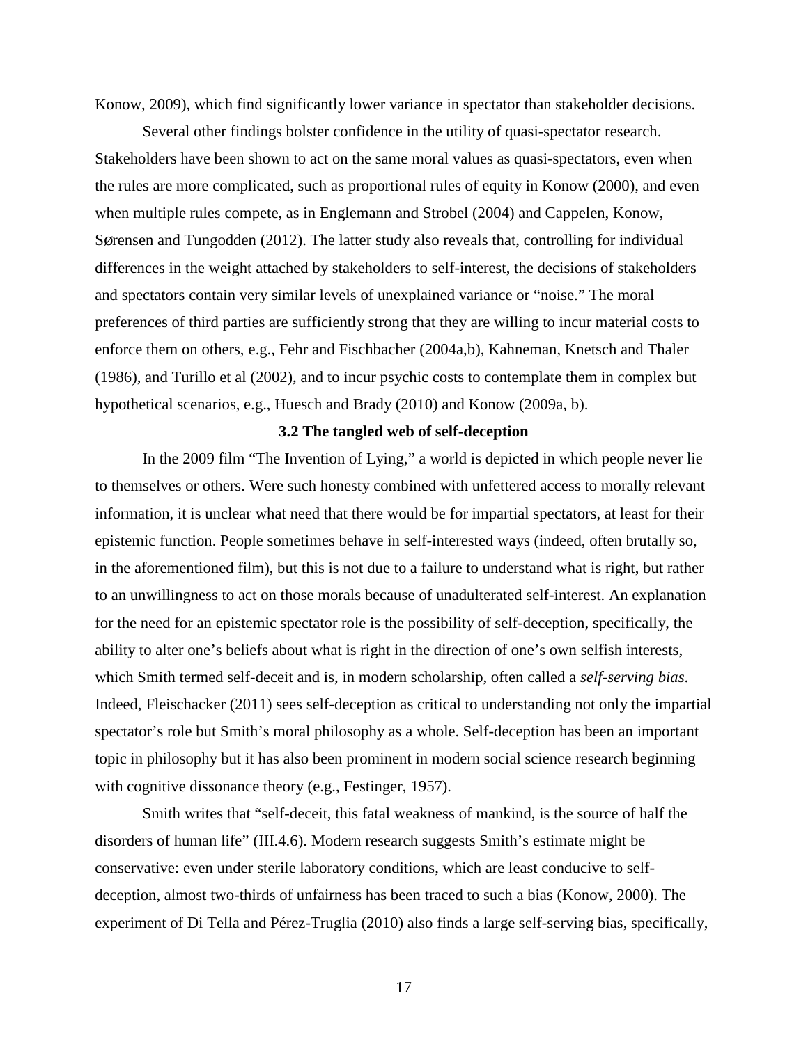Konow, 2009), which find significantly lower variance in spectator than stakeholder decisions.

Several other findings bolster confidence in the utility of quasi-spectator research. Stakeholders have been shown to act on the same moral values as quasi-spectators, even when the rules are more complicated, such as proportional rules of equity in Konow (2000), and even when multiple rules compete, as in Englemann and Strobel (2004) and Cappelen, Konow, SØrensen and Tungodden (2012). The latter study also reveals that, controlling for individual differences in the weight attached by stakeholders to self-interest, the decisions of stakeholders and spectators contain very similar levels of unexplained variance or "noise." The moral preferences of third parties are sufficiently strong that they are willing to incur material costs to enforce them on others, e.g., Fehr and Fischbacher (2004a,b), Kahneman, Knetsch and Thaler (1986), and Turillo et al (2002), and to incur psychic costs to contemplate them in complex but hypothetical scenarios, e.g., Huesch and Brady (2010) and Konow (2009a, b).

### 3.2 The tangled web of self-deception

In the 2009 film "The Invention of Lying," a world is depicted in which people never lie to themselves or others. Were such honesty combined with unfettered access to morally relevant information, it is unclear what need that there would be for impartial spectators, at least for their epistemic function. People sometimes behave in self-interested ways (indeed, often brutally so, in the aforementioned film), but this is not due to a failure to understand what is right, but rather to an unwillingness to act on those morals because of unadulterated self-interest. An explanation for the need for an epistemic spectator role is the possibility of self-deception, specifically, the ability to alter one's beliefs about what is right in the direction of one's own selfish interests, which Smith termed self-deceit and is, in modern scholarship, often called a *self-serving bias*. Indeed, Fleischacker (2011) sees self-deception as critical to understanding not only the impartial spectator's role but Smith's moral philosophy as a whole. Self-deception has been an important topic in philosophy but it has also been prominent in modern social science research beginning with cognitive dissonance theory (e.g., Festinger, 1957).

Smith writes that "self-deceit, this fatal weakness of mankind, is the source of half the disorders of human life" (III.4.6). Modern research suggests Smith's estimate might be conservative: even under sterile laboratory conditions, which are least conducive to self-deception, almost two-thirds of unfairness has been traced to such a bias (Konow, 2000). The experiment of Di Tella and Pérez-Truglia (2010) also finds a large self-serving bias, specifically,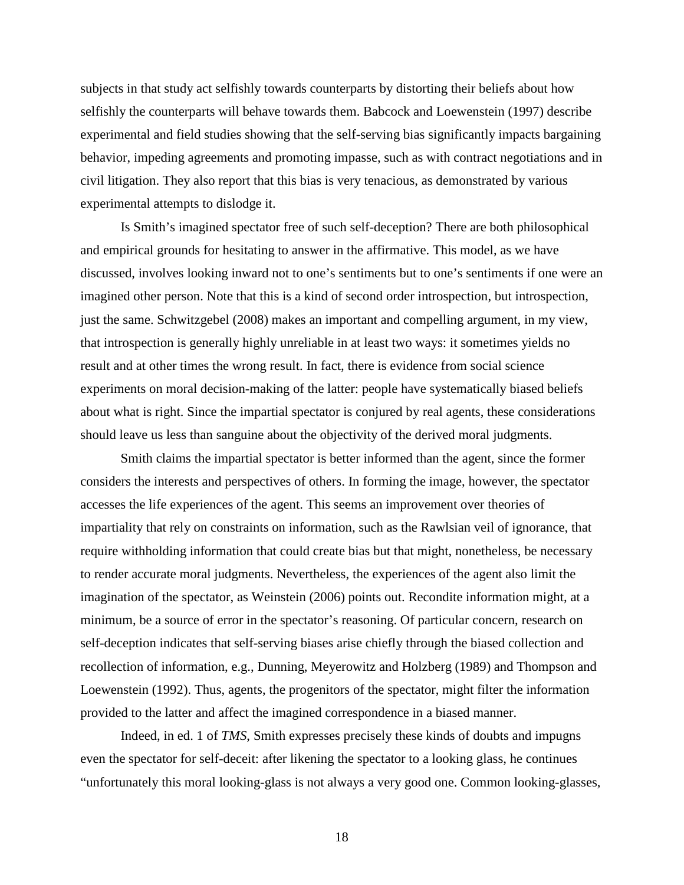subjects in that study act selfishly towards counterparts by distorting their beliefs about how selfishly the counterparts will behave towards them. Babcock and Loewenstein (1997) describe experimental and field studies showing that the self-serving bias significantly impacts bargaining behavior, impeding agreements and promoting impasse, such as with contract negotiations and in civil litigation. They also report that this bias is very tenacious, as demonstrated by various experimental attempts to dislodge it.

Is Smith's imagined spectator free of such self-deception? There are both philosophical and empirical grounds for hesitating to answer in the affirmative. This model, as we have discussed, involves looking inward not to one's sentiments but to one's sentiments if one were an imagined other person. Note that this is a kind of second order introspection, but introspection, just the same. Schwitzgebel (2008) makes an important and compelling argument, in my view, that introspection is generally highly unreliable in at least two ways: it sometimes yields no result and at other times the wrong result. In fact, there is evidence from social science experiments on moral decision-making of the latter: people have systematically biased beliefs about what is right. Since the impartial spectator is conjured by real agents, these considerations should leave us less than sanguine about the objectivity of the derived moral judgments.

Smith claims the impartial spectator is better informed than the agent, since the former considers the interests and perspectives of others. In forming the image, however, the spectator accesses the life experiences of the agent. This seems an improvement over theories of impartiality that rely on constraints on information, such as the Rawlsian veil of ignorance, that require withholding information that could create bias but that might, nonetheless, be necessary to render accurate moral judgments. Nevertheless, the experiences of the agent also limit the imagination of the spectator, as Weinstein (2006) points out. Recondite information might, at a minimum, be a source of error in the spectator's reasoning. Of particular concern, research on self-deception indicates that self-serving biases arise chiefly through the biased collection and recollection of information, e.g., Dunning, Meyerowitz and Holzberg (1989) and Thompson and Loewenstein (1992). Thus, agents, the progenitors of the spectator, might filter the information provided to the latter and affect the imagined correspondence in a biased manner.

Indeed, in ed. 1 of *TMS*, Smith expresses precisely these kinds of doubts and impugns even the spectator for self-deceit: after likening the spectator to a looking glass, he continues "unfortunately this moral looking-glass is not always a very good one. Common looking-glasses,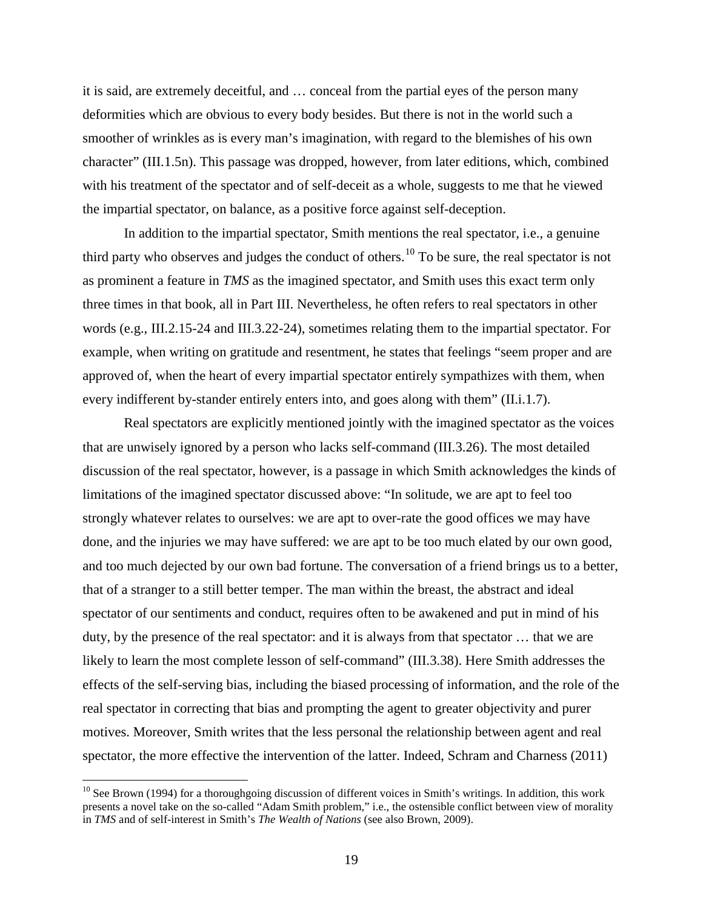it is said, are extremely deceitful, and … conceal from the partial eyes of the person many deformities which are obvious to every body besides. But there is not in the world such a smoother of wrinkles as is every man's imagination, with regard to the blemishes of his own character" (III.1.5n). This passage was dropped, however, from later editions, which, combined with his treatment of the spectator and of self-deceit as a whole, suggests to me that he viewed the impartial spectator, on balance, as a positive force against self-deception.

In addition to the impartial spectator, Smith mentions the real spectator, i.e., a genuine third party who observes and judges the conduct of others.[10] To be sure, the real spectator is not as prominent a feature in *TMS* as the imagined spectator, and Smith uses this exact term only three times in that book, all in Part III. Nevertheless, he often refers to real spectators in other words (e.g., III.2.15-24 and III.3.22-24), sometimes relating them to the impartial spectator. For example, when writing on gratitude and resentment, he states that feelings "seem proper and are approved of, when the heart of every impartial spectator entirely sympathizes with them, when every indifferent by-stander entirely enters into, and goes along with them" (II.i.1.7).

Real spectators are explicitly mentioned jointly with the imagined spectator as the voices that are unwisely ignored by a person who lacks self-command (III.3.26). The most detailed discussion of the real spectator, however, is a passage in which Smith acknowledges the kinds of limitations of the imagined spectator discussed above: "In solitude, we are apt to feel too strongly whatever relates to ourselves: we are apt to over-rate the good offices we may have done, and the injuries we may have suffered: we are apt to be too much elated by our own good, and too much dejected by our own bad fortune. The conversation of a friend brings us to a better, that of a stranger to a still better temper. The man within the breast, the abstract and ideal spectator of our sentiments and conduct, requires often to be awakened and put in mind of his duty, by the presence of the real spectator: and it is always from that spectator … that we are likely to learn the most complete lesson of self-command" (III.3.38). Here Smith addresses the effects of the self-serving bias, including the biased processing of information, and the role of the real spectator in correcting that bias and prompting the agent to greater objectivity and purer motives. Moreover, Smith writes that the less personal the relationship between agent and real spectator, the more effective the intervention of the latter. Indeed, Schram and Charness (2011)

[10] See Brown (1994) for a thoroughgoing discussion of different voices in Smith's writings. In addition, this work presents a novel take on the so-called "Adam Smith problem," i.e., the ostensible conflict between view of morality in *TMS* and of self-interest in Smith's *The Wealth of Nations* (see also Brown, 2009).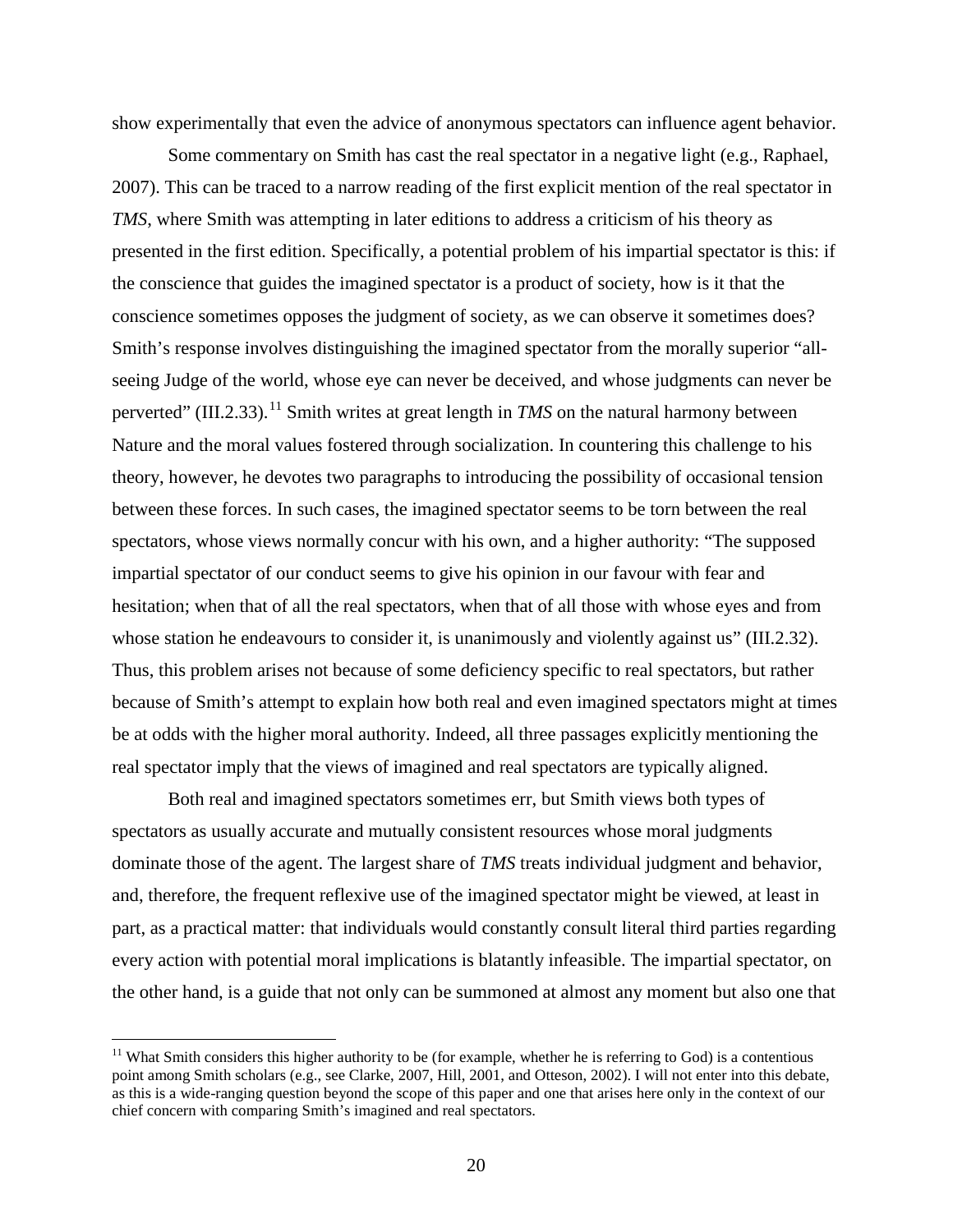show experimentally that even the advice of anonymous spectators can influence agent behavior.

Some commentary on Smith has cast the real spectator in a negative light (e.g., Raphael, 2007). This can be traced to a narrow reading of the first explicit mention of the real spectator in *TMS*, where Smith was attempting in later editions to address a criticism of his theory as presented in the first edition. Specifically, a potential problem of his impartial spectator is this: if the conscience that guides the imagined spectator is a product of society, how is it that the conscience sometimes opposes the judgment of society, as we can observe it sometimes does? Smith's response involves distinguishing the imagined spectator from the morally superior "all-seeing Judge of the world, whose eye can never be deceived, and whose judgments can never be perverted" (III.2.33).[11] Smith writes at great length in *TMS* on the natural harmony between Nature and the moral values fostered through socialization. In countering this challenge to his theory, however, he devotes two paragraphs to introducing the possibility of occasional tension between these forces. In such cases, the imagined spectator seems to be torn between the real spectators, whose views normally concur with his own, and a higher authority: "The supposed impartial spectator of our conduct seems to give his opinion in our favour with fear and hesitation; when that of all the real spectators, when that of all those with whose eyes and from whose station he endeavours to consider it, is unanimously and violently against us" (III.2.32). Thus, this problem arises not because of some deficiency specific to real spectators, but rather because of Smith's attempt to explain how both real and even imagined spectators might at times be at odds with the higher moral authority. Indeed, all three passages explicitly mentioning the real spectator imply that the views of imagined and real spectators are typically aligned.

Both real and imagined spectators sometimes err, but Smith views both types of spectators as usually accurate and mutually consistent resources whose moral judgments dominate those of the agent. The largest share of *TMS* treats individual judgment and behavior, and, therefore, the frequent reflexive use of the imagined spectator might be viewed, at least in part, as a practical matter: that individuals would constantly consult literal third parties regarding every action with potential moral implications is blatantly infeasible. The impartial spectator, on the other hand, is a guide that not only can be summoned at almost any moment but also one that

[11] What Smith considers this higher authority to be (for example, whether he is referring to God) is a contentious point among Smith scholars (e.g., see Clarke, 2007, Hill, 2001, and Otteson, 2002). I will not enter into this debate, as this is a wide-ranging question beyond the scope of this paper and one that arises here only in the context of our chief concern with comparing Smith's imagined and real spectators.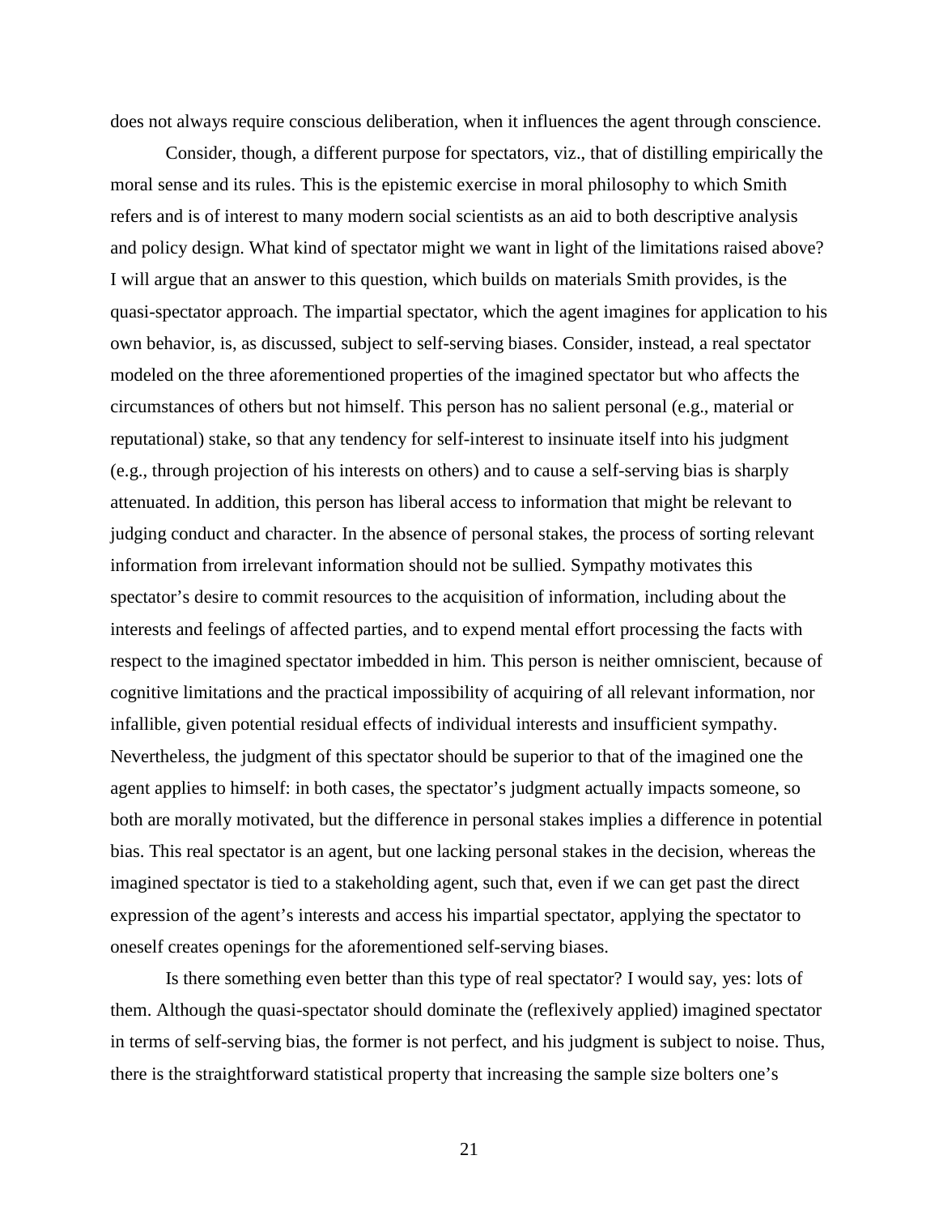does not always require conscious deliberation, when it influences the agent through conscience.

Consider, though, a different purpose for spectators, viz., that of distilling empirically the moral sense and its rules. This is the epistemic exercise in moral philosophy to which Smith refers and is of interest to many modern social scientists as an aid to both descriptive analysis and policy design. What kind of spectator might we want in light of the limitations raised above? I will argue that an answer to this question, which builds on materials Smith provides, is the quasi-spectator approach. The impartial spectator, which the agent imagines for application to his own behavior, is, as discussed, subject to self-serving biases. Consider, instead, a real spectator modeled on the three aforementioned properties of the imagined spectator but who affects the circumstances of others but not himself. This person has no salient personal (e.g., material or reputational) stake, so that any tendency for self-interest to insinuate itself into his judgment (e.g., through projection of his interests on others) and to cause a self-serving bias is sharply attenuated. In addition, this person has liberal access to information that might be relevant to judging conduct and character. In the absence of personal stakes, the process of sorting relevant information from irrelevant information should not be sullied. Sympathy motivates this spectator's desire to commit resources to the acquisition of information, including about the interests and feelings of affected parties, and to expend mental effort processing the facts with respect to the imagined spectator imbedded in him. This person is neither omniscient, because of cognitive limitations and the practical impossibility of acquiring of all relevant information, nor infallible, given potential residual effects of individual interests and insufficient sympathy. Nevertheless, the judgment of this spectator should be superior to that of the imagined one the agent applies to himself: in both cases, the spectator's judgment actually impacts someone, so both are morally motivated, but the difference in personal stakes implies a difference in potential bias. This real spectator is an agent, but one lacking personal stakes in the decision, whereas the imagined spectator is tied to a stakeholding agent, such that, even if we can get past the direct expression of the agent's interests and access his impartial spectator, applying the spectator to oneself creates openings for the aforementioned self-serving biases.

Is there something even better than this type of real spectator? I would say, yes: lots of them. Although the quasi-spectator should dominate the (reflexively applied) imagined spectator in terms of self-serving bias, the former is not perfect, and his judgment is subject to noise. Thus, there is the straightforward statistical property that increasing the sample size bolters one's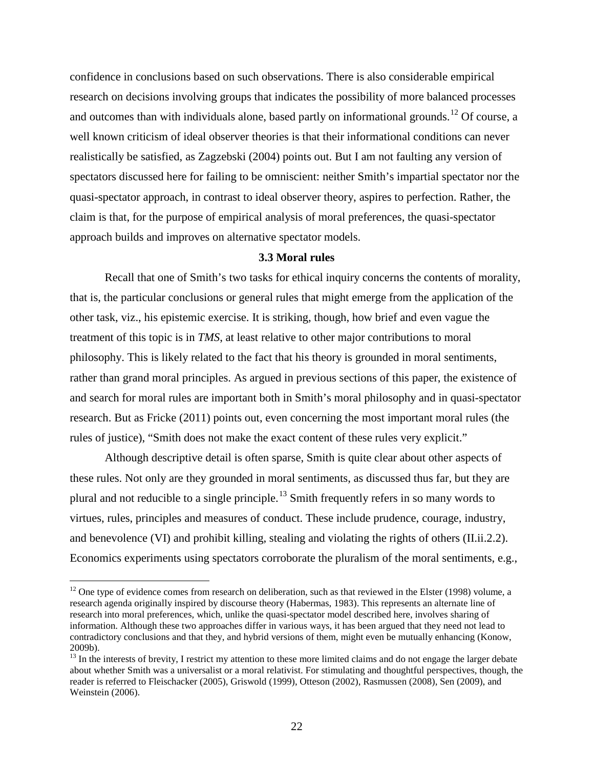confidence in conclusions based on such observations. There is also considerable empirical research on decisions involving groups that indicates the possibility of more balanced processes and outcomes than with individuals alone, based partly on informational grounds.[12] Of course, a well known criticism of ideal observer theories is that their informational conditions can never realistically be satisfied, as Zagzebski (2004) points out. But I am not faulting any version of spectators discussed here for failing to be omniscient: neither Smith's impartial spectator nor the quasi-spectator approach, in contrast to ideal observer theory, aspires to perfection. Rather, the claim is that, for the purpose of empirical analysis of moral preferences, the quasi-spectator approach builds and improves on alternative spectator models.

### 3.3 Moral rules

Recall that one of Smith's two tasks for ethical inquiry concerns the contents of morality, that is, the particular conclusions or general rules that might emerge from the application of the other task, viz., his epistemic exercise. It is striking, though, how brief and even vague the treatment of this topic is in *TMS*, at least relative to other major contributions to moral philosophy. This is likely related to the fact that his theory is grounded in moral sentiments, rather than grand moral principles. As argued in previous sections of this paper, the existence of and search for moral rules are important both in Smith's moral philosophy and in quasi-spectator research. But as Fricke (2011) points out, even concerning the most important moral rules (the rules of justice), "Smith does not make the exact content of these rules very explicit."

Although descriptive detail is often sparse, Smith is quite clear about other aspects of these rules. Not only are they grounded in moral sentiments, as discussed thus far, but they are plural and not reducible to a single principle.[13] Smith frequently refers in so many words to virtues, rules, principles and measures of conduct. These include prudence, courage, industry, and benevolence (VI) and prohibit killing, stealing and violating the rights of others (II.ii.2.2). Economics experiments using spectators corroborate the pluralism of the moral sentiments, e.g.,

---

[12] One type of evidence comes from research on deliberation, such as that reviewed in the Elster (1998) volume, a research agenda originally inspired by discourse theory (Habermas, 1983). This represents an alternate line of research into moral preferences, which, unlike the quasi-spectator model described here, involves sharing of information. Although these two approaches differ in various ways, it has been argued that they need not lead to contradictory conclusions and that they, and hybrid versions of them, might even be mutually enhancing (Konow, 2009b).

[13] In the interests of brevity, I restrict my attention to these more limited claims and do not engage the larger debate about whether Smith was a universalist or a moral relativist. For stimulating and thoughtful perspectives, though, the reader is referred to Fleischacker (2005), Griswold (1999), Otteson (2002), Rasmussen (2008), Sen (2009), and Weinstein (2006).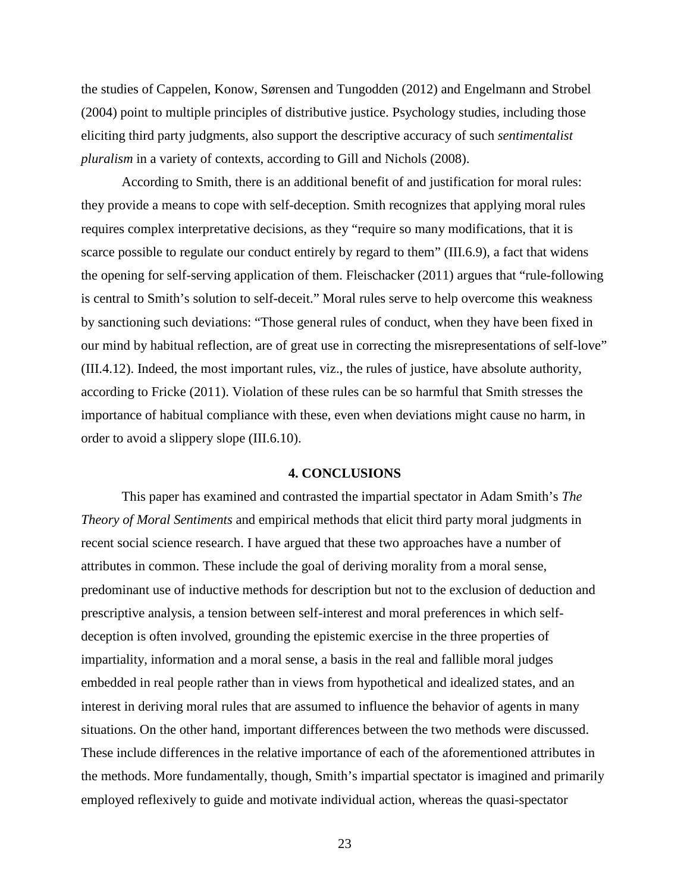the studies of Cappelen, Konow, Sørensen and Tungodden (2012) and Engelmann and Strobel (2004) point to multiple principles of distributive justice. Psychology studies, including those eliciting third party judgments, also support the descriptive accuracy of such *sentimentalist pluralism* in a variety of contexts, according to Gill and Nichols (2008).

According to Smith, there is an additional benefit of and justification for moral rules: they provide a means to cope with self-deception. Smith recognizes that applying moral rules requires complex interpretative decisions, as they "require so many modifications, that it is scarce possible to regulate our conduct entirely by regard to them" (III.6.9), a fact that widens the opening for self-serving application of them. Fleischacker (2011) argues that "rule-following is central to Smith's solution to self-deceit." Moral rules serve to help overcome this weakness by sanctioning such deviations: "Those general rules of conduct, when they have been fixed in our mind by habitual reflection, are of great use in correcting the misrepresentations of self-love" (III.4.12). Indeed, the most important rules, viz., the rules of justice, have absolute authority, according to Fricke (2011). Violation of these rules can be so harmful that Smith stresses the importance of habitual compliance with these, even when deviations might cause no harm, in order to avoid a slippery slope (III.6.10).

## 4. CONCLUSIONS

This paper has examined and contrasted the impartial spectator in Adam Smith's *The Theory of Moral Sentiments* and empirical methods that elicit third party moral judgments in recent social science research. I have argued that these two approaches have a number of attributes in common. These include the goal of deriving morality from a moral sense, predominant use of inductive methods for description but not to the exclusion of deduction and prescriptive analysis, a tension between self-interest and moral preferences in which self-deception is often involved, grounding the epistemic exercise in the three properties of impartiality, information and a moral sense, a basis in the real and fallible moral judges embedded in real people rather than in views from hypothetical and idealized states, and an interest in deriving moral rules that are assumed to influence the behavior of agents in many situations. On the other hand, important differences between the two methods were discussed. These include differences in the relative importance of each of the aforementioned attributes in the methods. More fundamentally, though, Smith's impartial spectator is imagined and primarily employed reflexively to guide and motivate individual action, whereas the quasi-spectator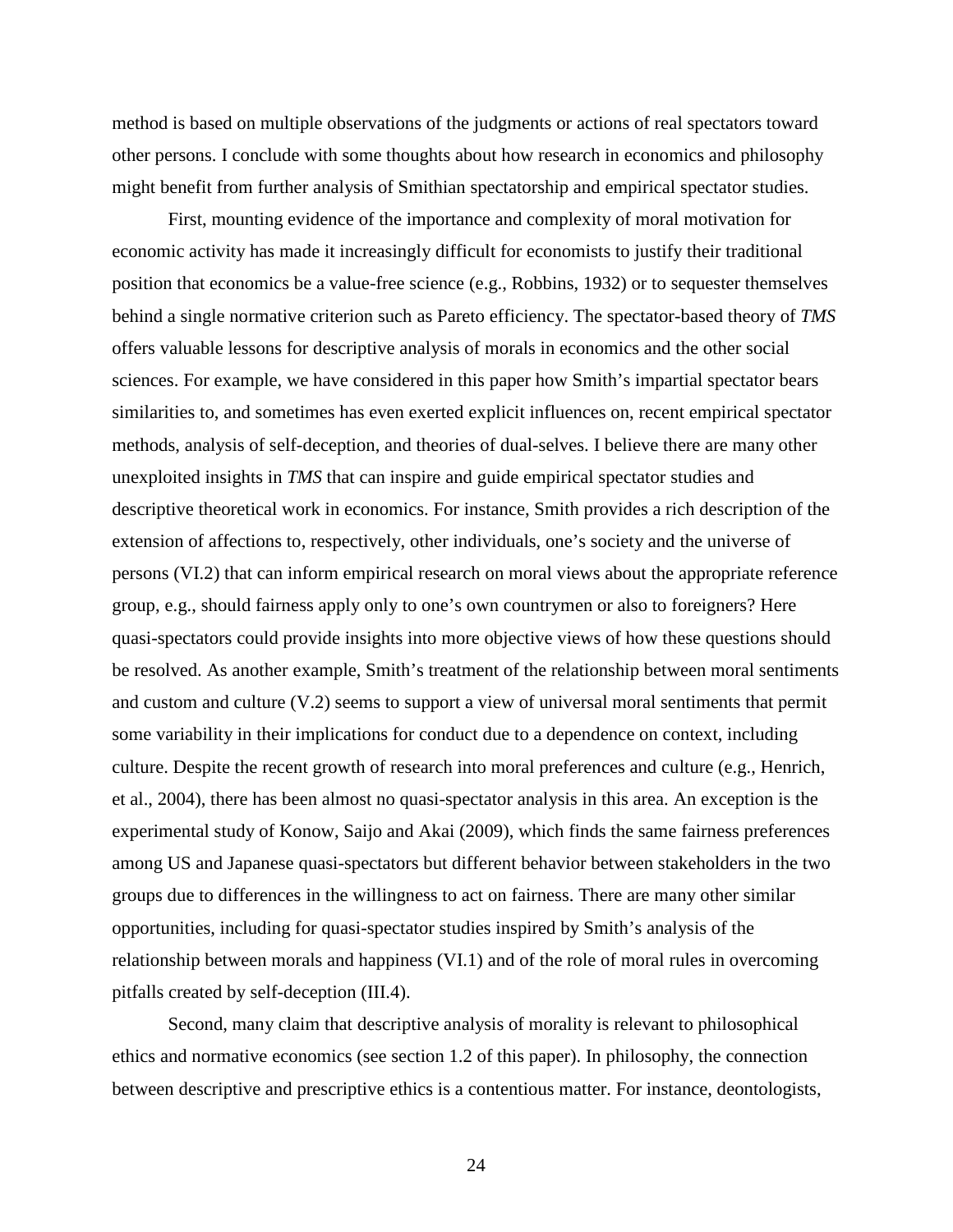method is based on multiple observations of the judgments or actions of real spectators toward other persons. I conclude with some thoughts about how research in economics and philosophy might benefit from further analysis of Smithian spectatorship and empirical spectator studies.

First, mounting evidence of the importance and complexity of moral motivation for economic activity has made it increasingly difficult for economists to justify their traditional position that economics be a value-free science (e.g., Robbins, 1932) or to sequester themselves behind a single normative criterion such as Pareto efficiency. The spectator-based theory of *TMS* offers valuable lessons for descriptive analysis of morals in economics and the other social sciences. For example, we have considered in this paper how Smith's impartial spectator bears similarities to, and sometimes has even exerted explicit influences on, recent empirical spectator methods, analysis of self-deception, and theories of dual-selves. I believe there are many other unexploited insights in *TMS* that can inspire and guide empirical spectator studies and descriptive theoretical work in economics. For instance, Smith provides a rich description of the extension of affections to, respectively, other individuals, one's society and the universe of persons (VI.2) that can inform empirical research on moral views about the appropriate reference group, e.g., should fairness apply only to one's own countrymen or also to foreigners? Here quasi-spectators could provide insights into more objective views of how these questions should be resolved. As another example, Smith's treatment of the relationship between moral sentiments and custom and culture (V.2) seems to support a view of universal moral sentiments that permit some variability in their implications for conduct due to a dependence on context, including culture. Despite the recent growth of research into moral preferences and culture (e.g., Henrich, et al., 2004), there has been almost no quasi-spectator analysis in this area. An exception is the experimental study of Konow, Saijo and Akai (2009), which finds the same fairness preferences among US and Japanese quasi-spectators but different behavior between stakeholders in the two groups due to differences in the willingness to act on fairness. There are many other similar opportunities, including for quasi-spectator studies inspired by Smith's analysis of the relationship between morals and happiness (VI.1) and of the role of moral rules in overcoming pitfalls created by self-deception (III.4).

Second, many claim that descriptive analysis of morality is relevant to philosophical ethics and normative economics (see section 1.2 of this paper). In philosophy, the connection between descriptive and prescriptive ethics is a contentious matter. For instance, deontologists,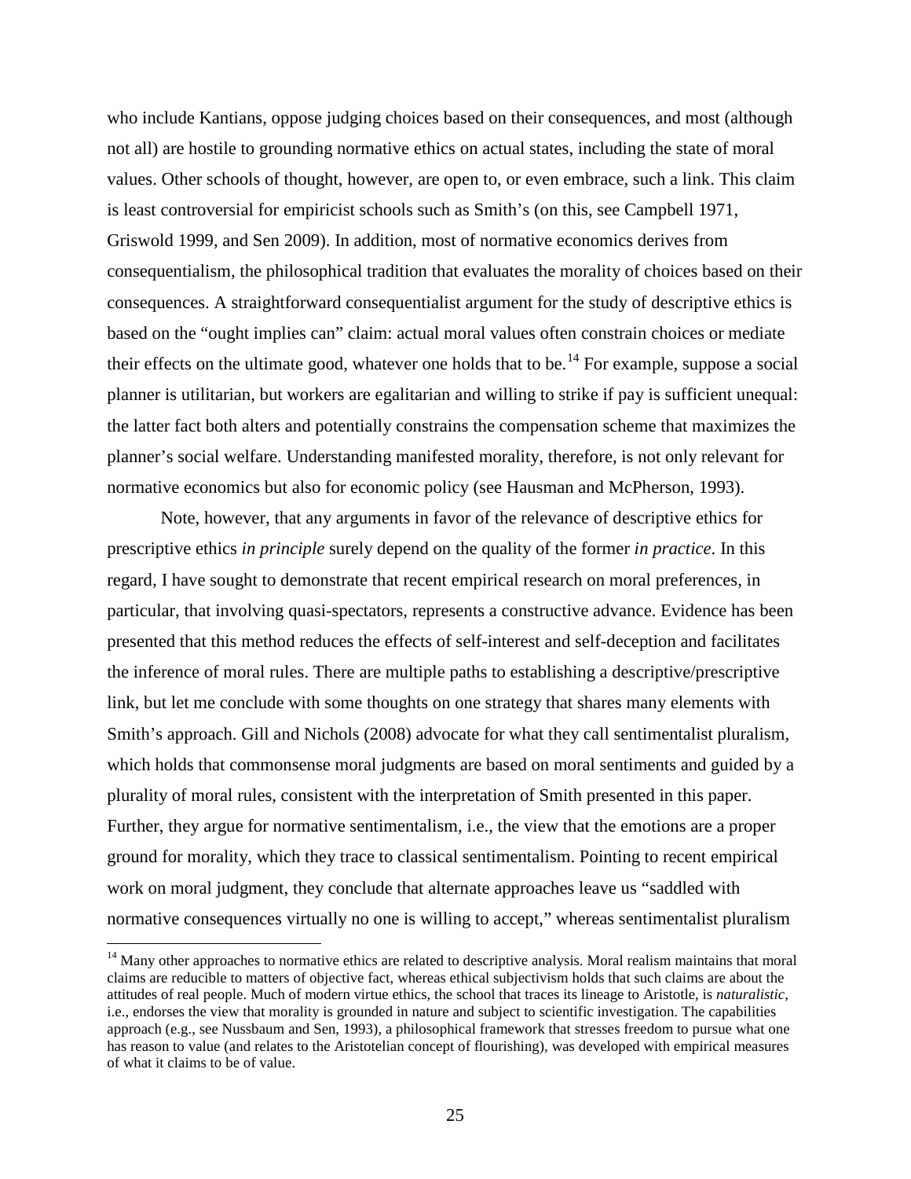who include Kantians, oppose judging choices based on their consequences, and most (although not all) are hostile to grounding normative ethics on actual states, including the state of moral values. Other schools of thought, however, are open to, or even embrace, such a link. This claim is least controversial for empiricist schools such as Smith's (on this, see Campbell 1971, Griswold 1999, and Sen 2009). In addition, most of normative economics derives from consequentialism, the philosophical tradition that evaluates the morality of choices based on their consequences. A straightforward consequentialist argument for the study of descriptive ethics is based on the "ought implies can" claim: actual moral values often constrain choices or mediate their effects on the ultimate good, whatever one holds that to be.[14] For example, suppose a social planner is utilitarian, but workers are egalitarian and willing to strike if pay is sufficient unequal: the latter fact both alters and potentially constrains the compensation scheme that maximizes the planner's social welfare. Understanding manifested morality, therefore, is not only relevant for normative economics but also for economic policy (see Hausman and McPherson, 1993).

Note, however, that any arguments in favor of the relevance of descriptive ethics for prescriptive ethics *in principle* surely depend on the quality of the former *in practice*. In this regard, I have sought to demonstrate that recent empirical research on moral preferences, in particular, that involving quasi-spectators, represents a constructive advance. Evidence has been presented that this method reduces the effects of self-interest and self-deception and facilitates the inference of moral rules. There are multiple paths to establishing a descriptive/prescriptive link, but let me conclude with some thoughts on one strategy that shares many elements with Smith's approach. Gill and Nichols (2008) advocate for what they call sentimentalist pluralism, which holds that commonsense moral judgments are based on moral sentiments and guided by a plurality of moral rules, consistent with the interpretation of Smith presented in this paper. Further, they argue for normative sentimentalism, i.e., the view that the emotions are a proper ground for morality, which they trace to classical sentimentalism. Pointing to recent empirical work on moral judgment, they conclude that alternate approaches leave us "saddled with normative consequences virtually no one is willing to accept," whereas sentimentalist pluralism

[14] Many other approaches to normative ethics are related to descriptive analysis. Moral realism maintains that moral claims are reducible to matters of objective fact, whereas ethical subjectivism holds that such claims are about the attitudes of real people. Much of modern virtue ethics, the school that traces its lineage to Aristotle, is *naturalistic*, i.e., endorses the view that morality is grounded in nature and subject to scientific investigation. The capabilities approach (e.g., see Nussbaum and Sen, 1993), a philosophical framework that stresses freedom to pursue what one has reason to value (and relates to the Aristotelian concept of flourishing), was developed with empirical measures of what it claims to be of value.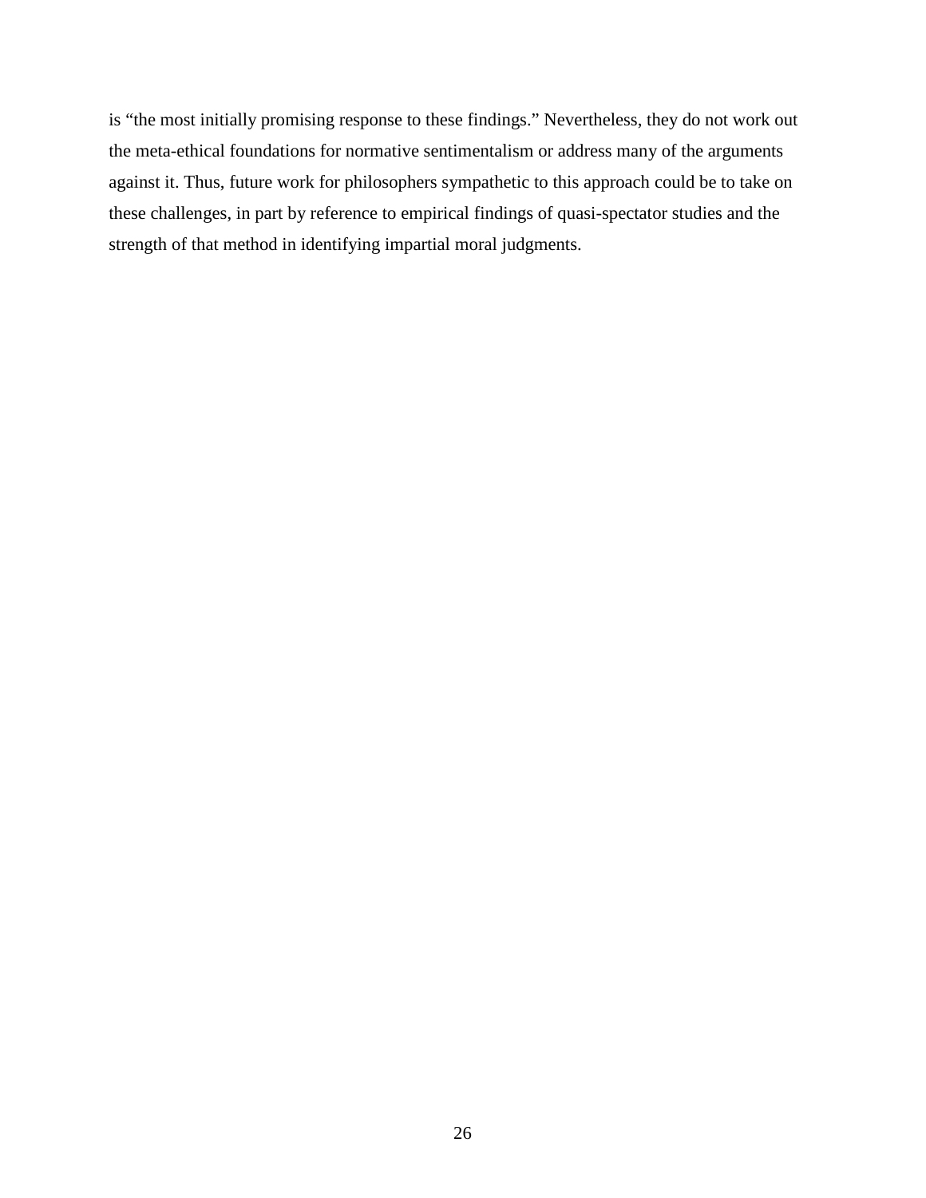is "the most initially promising response to these findings." Nevertheless, they do not work out the meta-ethical foundations for normative sentimentalism or address many of the arguments against it. Thus, future work for philosophers sympathetic to this approach could be to take on these challenges, in part by reference to empirical findings of quasi-spectator studies and the strength of that method in identifying impartial moral judgments.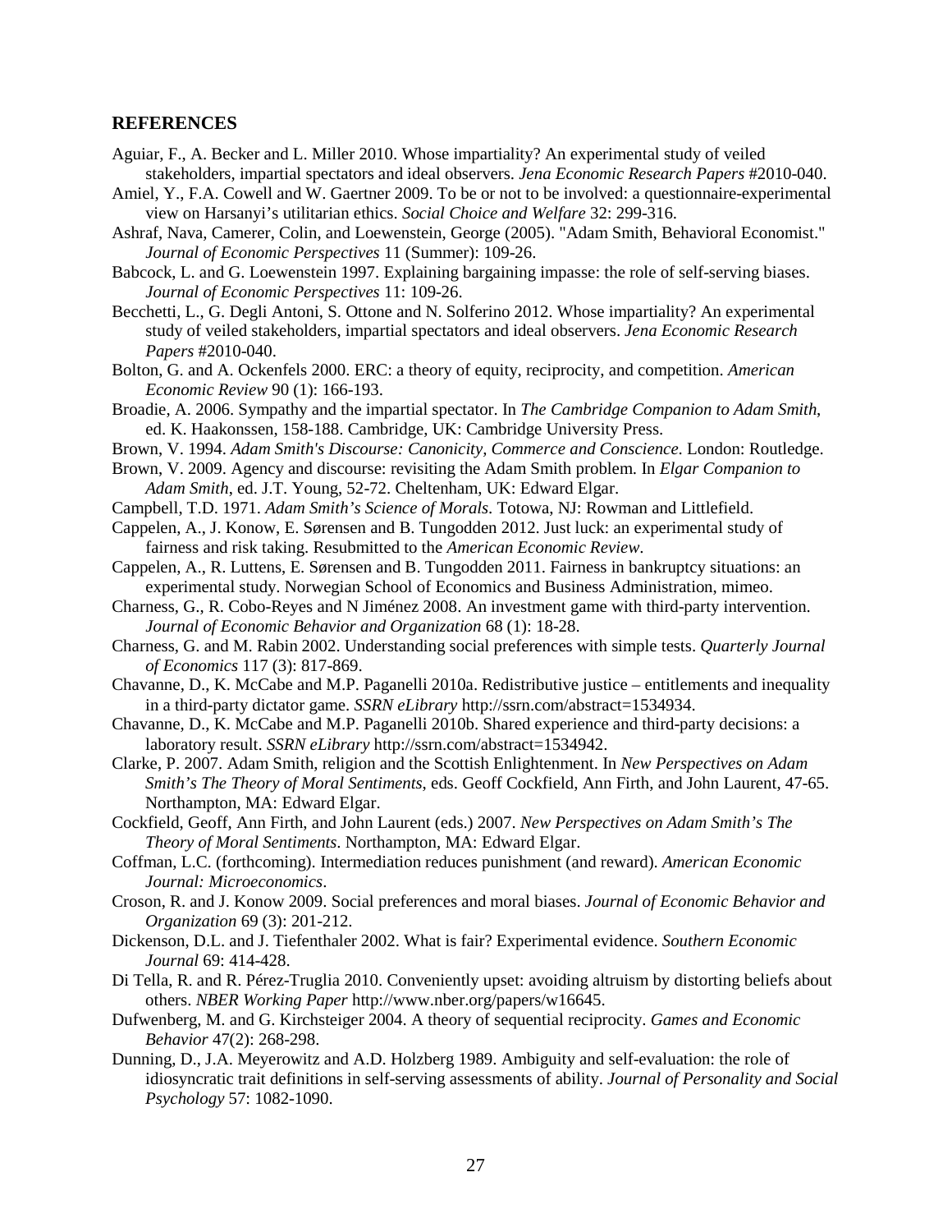## REFERENCES

Aguiar, F., A. Becker and L. Miller 2010. Whose impartiality? An experimental study of veiled stakeholders, impartial spectators and ideal observers. *Jena Economic Research Papers* #2010-040.

Amiel, Y., F.A. Cowell and W. Gaertner 2009. To be or not to be involved: a questionnaire-experimental view on Harsanyi's utilitarian ethics. *Social Choice and Welfare* 32: 299-316.

Ashraf, Nava, Camerer, Colin, and Loewenstein, George (2005). "Adam Smith, Behavioral Economist." *Journal of Economic Perspectives* 11 (Summer): 109-26.

Babcock, L. and G. Loewenstein 1997. Explaining bargaining impasse: the role of self-serving biases. *Journal of Economic Perspectives* 11: 109-26.

Becchetti, L., G. Degli Antoni, S. Ottone and N. Solferino 2012. Whose impartiality? An experimental study of veiled stakeholders, impartial spectators and ideal observers. *Jena Economic Research Papers* #2010-040.

Bolton, G. and A. Ockenfels 2000. ERC: a theory of equity, reciprocity, and competition. *American Economic Review* 90 (1): 166-193.

Broadie, A. 2006. Sympathy and the impartial spectator. In *The Cambridge Companion to Adam Smith*, ed. K. Haakonssen, 158-188. Cambridge, UK: Cambridge University Press.

Brown, V. 1994. *Adam Smith's Discourse: Canonicity, Commerce and Conscience*. London: Routledge.

Brown, V. 2009. Agency and discourse: revisiting the Adam Smith problem. In *Elgar Companion to Adam Smith*, ed. J.T. Young, 52-72. Cheltenham, UK: Edward Elgar.

Campbell, T.D. 1971. *Adam Smith's Science of Morals*. Totowa, NJ: Rowman and Littlefield.

Cappelen, A., J. Konow, E. Sørensen and B. Tungodden 2012. Just luck: an experimental study of fairness and risk taking. Resubmitted to the *American Economic Review*.

Cappelen, A., R. Luttens, E. Sørensen and B. Tungodden 2011. Fairness in bankruptcy situations: an experimental study. Norwegian School of Economics and Business Administration, mimeo.

Charness, G., R. Cobo-Reyes and N Jiménez 2008. An investment game with third-party intervention. *Journal of Economic Behavior and Organization* 68 (1): 18-28.

Charness, G. and M. Rabin 2002. Understanding social preferences with simple tests. *Quarterly Journal of Economics* 117 (3): 817-869.

Chavanne, D., K. McCabe and M.P. Paganelli 2010a. Redistributive justice – entitlements and inequality in a third-party dictator game. *SSRN eLibrary* http://ssrn.com/abstract=1534934.

Chavanne, D., K. McCabe and M.P. Paganelli 2010b. Shared experience and third-party decisions: a laboratory result. *SSRN eLibrary* http://ssrn.com/abstract=1534942.

Clarke, P. 2007. Adam Smith, religion and the Scottish Enlightenment. In *New Perspectives on Adam Smith's The Theory of Moral Sentiments*, eds. Geoff Cockfield, Ann Firth, and John Laurent, 47-65. Northampton, MA: Edward Elgar.

Cockfield, Geoff, Ann Firth, and John Laurent (eds.) 2007. *New Perspectives on Adam Smith's The Theory of Moral Sentiments*. Northampton, MA: Edward Elgar.

Coffman, L.C. (forthcoming). Intermediation reduces punishment (and reward). *American Economic Journal: Microeconomics*.

Croson, R. and J. Konow 2009. Social preferences and moral biases. *Journal of Economic Behavior and Organization* 69 (3): 201-212.

Dickenson, D.L. and J. Tiefenthaler 2002. What is fair? Experimental evidence. *Southern Economic Journal* 69: 414-428.

Di Tella, R. and R. Pérez-Truglia 2010. Conveniently upset: avoiding altruism by distorting beliefs about others. *NBER Working Paper* http://www.nber.org/papers/w16645.

Dufwenberg, M. and G. Kirchsteiger 2004. A theory of sequential reciprocity. *Games and Economic Behavior* 47(2): 268-298.

Dunning, D., J.A. Meyerowitz and A.D. Holzberg 1989. Ambiguity and self-evaluation: the role of idiosyncratic trait definitions in self-serving assessments of ability. *Journal of Personality and Social Psychology* 57: 1082-1090.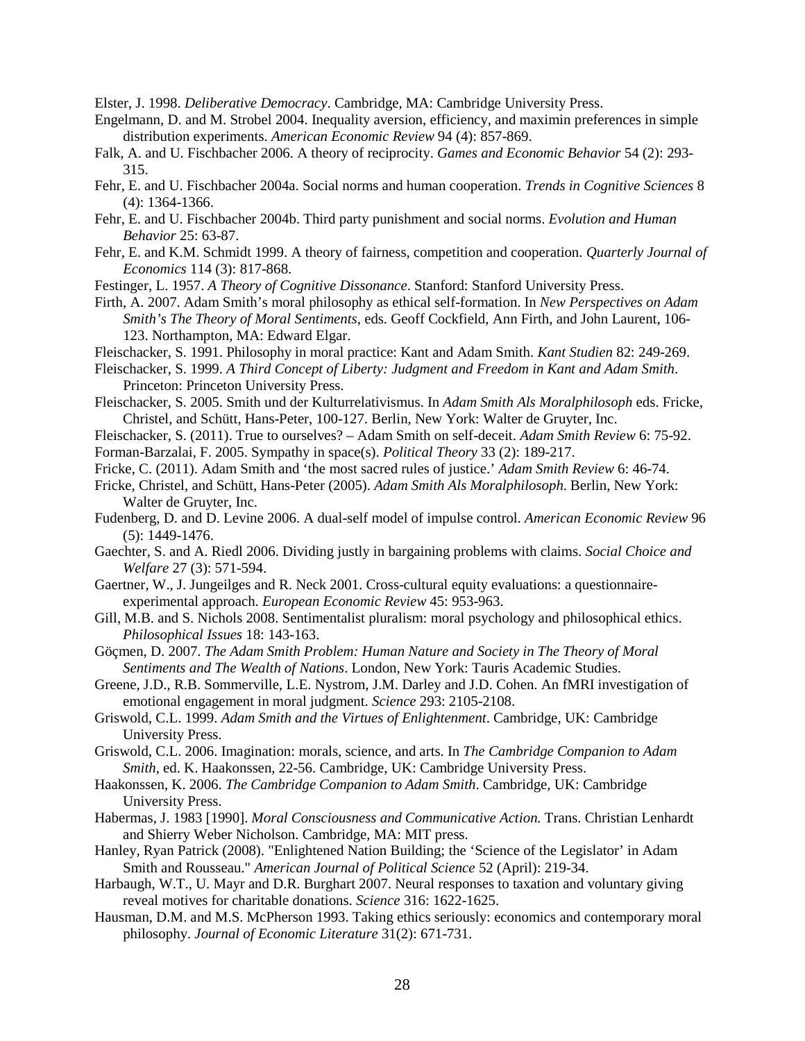Elster, J. 1998. *Deliberative Democracy*. Cambridge, MA: Cambridge University Press.

Engelmann, D. and M. Strobel 2004. Inequality aversion, efficiency, and maximin preferences in simple distribution experiments. *American Economic Review* 94 (4): 857-869.

Falk, A. and U. Fischbacher 2006. A theory of reciprocity. *Games and Economic Behavior* 54 (2): 293-315.

Fehr, E. and U. Fischbacher 2004a. Social norms and human cooperation. *Trends in Cognitive Sciences* 8 (4): 1364-1366.

Fehr, E. and U. Fischbacher 2004b. Third party punishment and social norms. *Evolution and Human Behavior* 25: 63-87.

Fehr, E. and K.M. Schmidt 1999. A theory of fairness, competition and cooperation. *Quarterly Journal of Economics* 114 (3): 817-868.

Festinger, L. 1957. *A Theory of Cognitive Dissonance*. Stanford: Stanford University Press.

Firth, A. 2007. Adam Smith's moral philosophy as ethical self-formation. In *New Perspectives on Adam Smith's The Theory of Moral Sentiments*, eds. Geoff Cockfield, Ann Firth, and John Laurent, 106-123. Northampton, MA: Edward Elgar.

Fleischacker, S. 1991. Philosophy in moral practice: Kant and Adam Smith. *Kant Studien* 82: 249-269.

Fleischacker, S. 1999. *A Third Concept of Liberty: Judgment and Freedom in Kant and Adam Smith*. Princeton: Princeton University Press.

Fleischacker, S. 2005. Smith und der Kulturrelativismus. In *Adam Smith Als Moralphilosoph* eds. Fricke, Christel, and Schütt, Hans-Peter, 100-127. Berlin, New York: Walter de Gruyter, Inc.

Fleischacker, S. (2011). True to ourselves? – Adam Smith on self-deceit. *Adam Smith Review* 6: 75-92.

Forman-Barzalai, F. 2005. Sympathy in space(s). *Political Theory* 33 (2): 189-217.

Fricke, C. (2011). Adam Smith and 'the most sacred rules of justice.' *Adam Smith Review* 6: 46-74.

Fricke, Christel, and Schütt, Hans-Peter (2005). *Adam Smith Als Moralphilosoph*. Berlin, New York: Walter de Gruyter, Inc.

Fudenberg, D. and D. Levine 2006. A dual-self model of impulse control. *American Economic Review* 96 (5): 1449-1476.

Gaechter, S. and A. Riedl 2006. Dividing justly in bargaining problems with claims. *Social Choice and Welfare* 27 (3): 571-594.

Gaertner, W., J. Jungeilges and R. Neck 2001. Cross-cultural equity evaluations: a questionnaire-experimental approach. *European Economic Review* 45: 953-963.

Gill, M.B. and S. Nichols 2008. Sentimentalist pluralism: moral psychology and philosophical ethics. *Philosophical Issues* 18: 143-163.

Göçmen, D. 2007. *The Adam Smith Problem: Human Nature and Society in The Theory of Moral Sentiments and The Wealth of Nations*. London, New York: Tauris Academic Studies.

Greene, J.D., R.B. Sommerville, L.E. Nystrom, J.M. Darley and J.D. Cohen. An fMRI investigation of emotional engagement in moral judgment. *Science* 293: 2105-2108.

Griswold, C.L. 1999. *Adam Smith and the Virtues of Enlightenment*. Cambridge, UK: Cambridge University Press.

Griswold, C.L. 2006. Imagination: morals, science, and arts. In *The Cambridge Companion to Adam Smith*, ed. K. Haakonssen, 22-56. Cambridge, UK: Cambridge University Press.

Haakonssen, K. 2006. *The Cambridge Companion to Adam Smith*. Cambridge, UK: Cambridge University Press.

Habermas, J. 1983 [1990]. *Moral Consciousness and Communicative Action.* Trans. Christian Lenhardt and Shierry Weber Nicholson. Cambridge, MA: MIT press.

Hanley, Ryan Patrick (2008). "Enlightened Nation Building; the 'Science of the Legislator' in Adam Smith and Rousseau." *American Journal of Political Science* 52 (April): 219-34.

Harbaugh, W.T., U. Mayr and D.R. Burghart 2007. Neural responses to taxation and voluntary giving reveal motives for charitable donations. *Science* 316: 1622-1625.

Hausman, D.M. and M.S. McPherson 1993. Taking ethics seriously: economics and contemporary moral philosophy. *Journal of Economic Literature* 31(2): 671-731.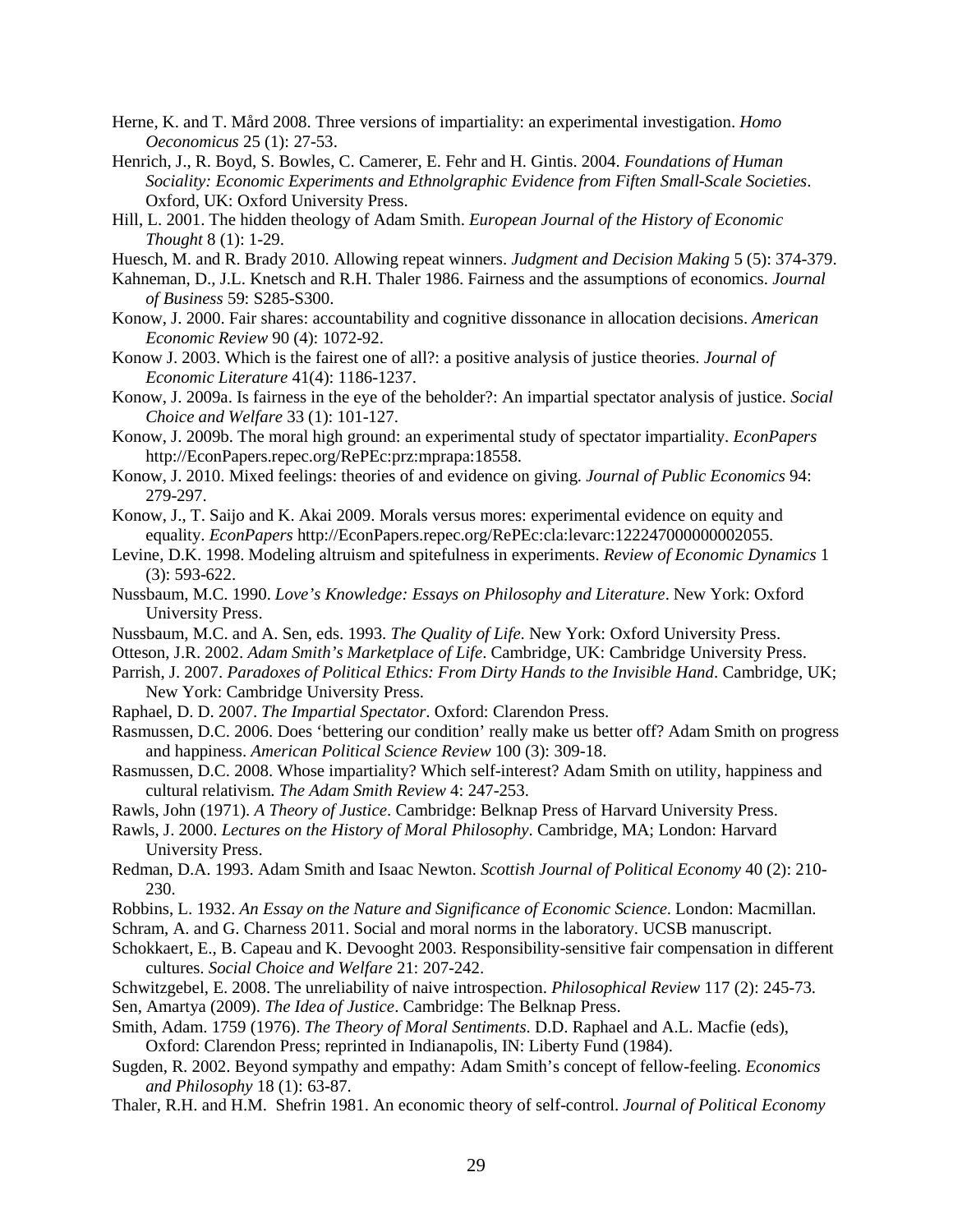Herne, K. and T. Mård 2008. Three versions of impartiality: an experimental investigation. *Homo Oeconomicus* 25 (1): 27-53.

Henrich, J., R. Boyd, S. Bowles, C. Camerer, E. Fehr and H. Gintis. 2004. *Foundations of Human Sociality: Economic Experiments and Ethnolgraphic Evidence from Fiften Small-Scale Societies*. Oxford, UK: Oxford University Press.

Hill, L. 2001. The hidden theology of Adam Smith. *European Journal of the History of Economic Thought* 8 (1): 1-29.

Huesch, M. and R. Brady 2010. Allowing repeat winners. *Judgment and Decision Making* 5 (5): 374-379.

Kahneman, D., J.L. Knetsch and R.H. Thaler 1986. Fairness and the assumptions of economics. *Journal of Business* 59: S285-S300.

Konow, J. 2000. Fair shares: accountability and cognitive dissonance in allocation decisions. *American Economic Review* 90 (4): 1072-92.

Konow J. 2003. Which is the fairest one of all?: a positive analysis of justice theories. *Journal of Economic Literature* 41(4): 1186-1237.

Konow, J. 2009a. Is fairness in the eye of the beholder?: An impartial spectator analysis of justice. *Social Choice and Welfare* 33 (1): 101-127.

Konow, J. 2009b. The moral high ground: an experimental study of spectator impartiality. *EconPapers* http://EconPapers.repec.org/RePEc:prz:mprapa:18558.

Konow, J. 2010. Mixed feelings: theories of and evidence on giving. *Journal of Public Economics* 94: 279-297.

Konow, J., T. Saijo and K. Akai 2009. Morals versus mores: experimental evidence on equity and equality. *EconPapers* http://EconPapers.repec.org/RePEc:cla:levarc:122247000000002055.

Levine, D.K. 1998. Modeling altruism and spitefulness in experiments. *Review of Economic Dynamics* 1 (3): 593-622.

Nussbaum, M.C. 1990. *Love's Knowledge: Essays on Philosophy and Literature*. New York: Oxford University Press.

Nussbaum, M.C. and A. Sen, eds. 1993. *The Quality of Life*. New York: Oxford University Press.

Otteson, J.R. 2002. *Adam Smith's Marketplace of Life*. Cambridge, UK: Cambridge University Press.

Parrish, J. 2007. *Paradoxes of Political Ethics: From Dirty Hands to the Invisible Hand*. Cambridge, UK; New York: Cambridge University Press.

Raphael, D. D. 2007. *The Impartial Spectator*. Oxford: Clarendon Press.

Rasmussen, D.C. 2006. Does 'bettering our condition' really make us better off? Adam Smith on progress and happiness. *American Political Science Review* 100 (3): 309-18.

Rasmussen, D.C. 2008. Whose impartiality? Which self-interest? Adam Smith on utility, happiness and cultural relativism. *The Adam Smith Review* 4: 247-253.

Rawls, John (1971). *A Theory of Justice*. Cambridge: Belknap Press of Harvard University Press.

Rawls, J. 2000. *Lectures on the History of Moral Philosophy*. Cambridge, MA; London: Harvard University Press.

Redman, D.A. 1993. Adam Smith and Isaac Newton. *Scottish Journal of Political Economy* 40 (2): 210-230.

Robbins, L. 1932. *An Essay on the Nature and Significance of Economic Science*. London: Macmillan.

Schram, A. and G. Charness 2011. Social and moral norms in the laboratory. UCSB manuscript.

Schokkaert, E., B. Capeau and K. Devooght 2003. Responsibility-sensitive fair compensation in different cultures. *Social Choice and Welfare* 21: 207-242.

Schwitzgebel, E. 2008. The unreliability of naive introspection. *Philosophical Review* 117 (2): 245-73.

Sen, Amartya (2009). *The Idea of Justice*. Cambridge: The Belknap Press.

Smith, Adam. 1759 (1976). *The Theory of Moral Sentiments*. D.D. Raphael and A.L. Macfie (eds), Oxford: Clarendon Press; reprinted in Indianapolis, IN: Liberty Fund (1984).

Sugden, R. 2002. Beyond sympathy and empathy: Adam Smith's concept of fellow-feeling. *Economics and Philosophy* 18 (1): 63-87.

Thaler, R.H. and H.M. Shefrin 1981. An economic theory of self-control. *Journal of Political Economy*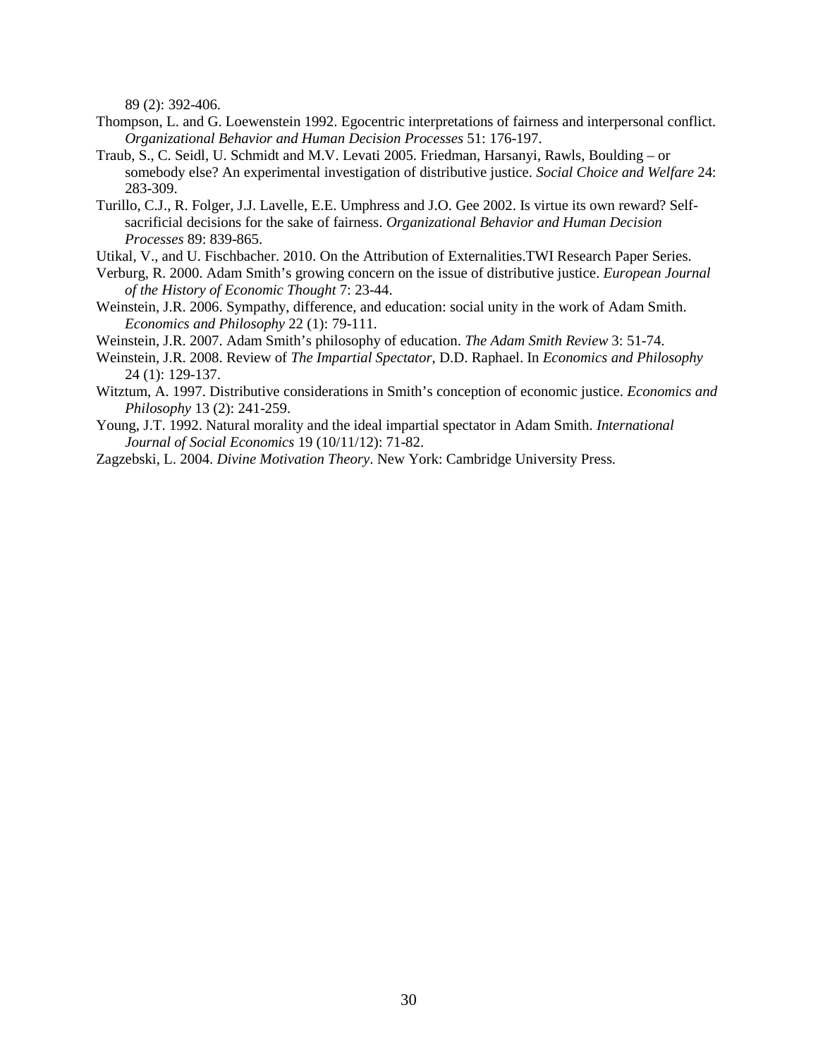89 (2): 392-406.

Thompson, L. and G. Loewenstein 1992. Egocentric interpretations of fairness and interpersonal conflict. *Organizational Behavior and Human Decision Processes* 51: 176-197.

Traub, S., C. Seidl, U. Schmidt and M.V. Levati 2005. Friedman, Harsanyi, Rawls, Boulding – or somebody else? An experimental investigation of distributive justice. *Social Choice and Welfare* 24: 283-309.

Turillo, C.J., R. Folger, J.J. Lavelle, E.E. Umphress and J.O. Gee 2002. Is virtue its own reward? Self-sacrificial decisions for the sake of fairness. *Organizational Behavior and Human Decision Processes* 89: 839-865.

Utikal, V., and U. Fischbacher. 2010. On the Attribution of Externalities.TWI Research Paper Series.

Verburg, R. 2000. Adam Smith's growing concern on the issue of distributive justice. *European Journal of the History of Economic Thought* 7: 23-44.

Weinstein, J.R. 2006. Sympathy, difference, and education: social unity in the work of Adam Smith. *Economics and Philosophy* 22 (1): 79-111.

Weinstein, J.R. 2007. Adam Smith's philosophy of education. *The Adam Smith Review* 3: 51-74.

Weinstein, J.R. 2008. Review of *The Impartial Spectator*, D.D. Raphael. In *Economics and Philosophy* 24 (1): 129-137.

Witztum, A. 1997. Distributive considerations in Smith's conception of economic justice. *Economics and Philosophy* 13 (2): 241-259.

Young, J.T. 1992. Natural morality and the ideal impartial spectator in Adam Smith. *International Journal of Social Economics* 19 (10/11/12): 71-82.

Zagzebski, L. 2004. *Divine Motivation Theory*. New York: Cambridge University Press.